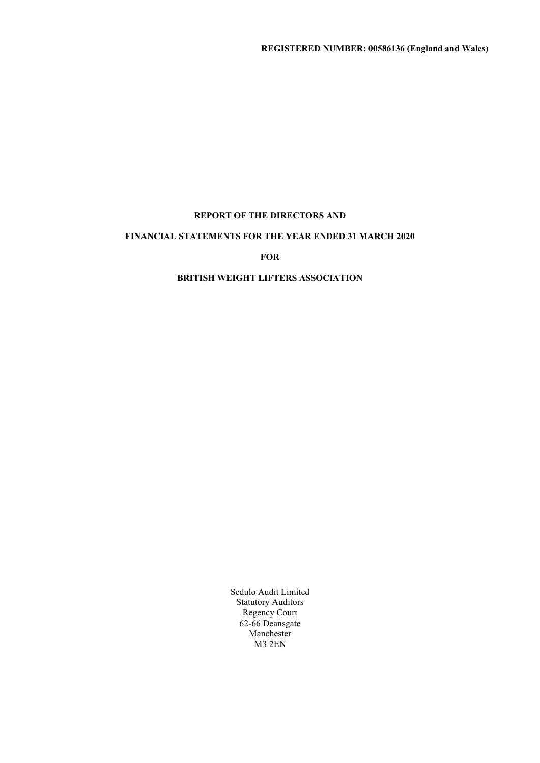**REGISTERED NUMBER: 00586136 (England and Wales)**

# REPORT OF THE DIRECTORS AND

# FINANCIAL STATEMENTS FOR THE YEAR ENDED 31 MARCH 2020

# FOR

# BRITISH WEIGHT LIFTERS ASSOCIATION

Sedulo Audit Limited
Statutory Auditors
Regency Court
62-66 Deansgate
Manchester
M3 2EN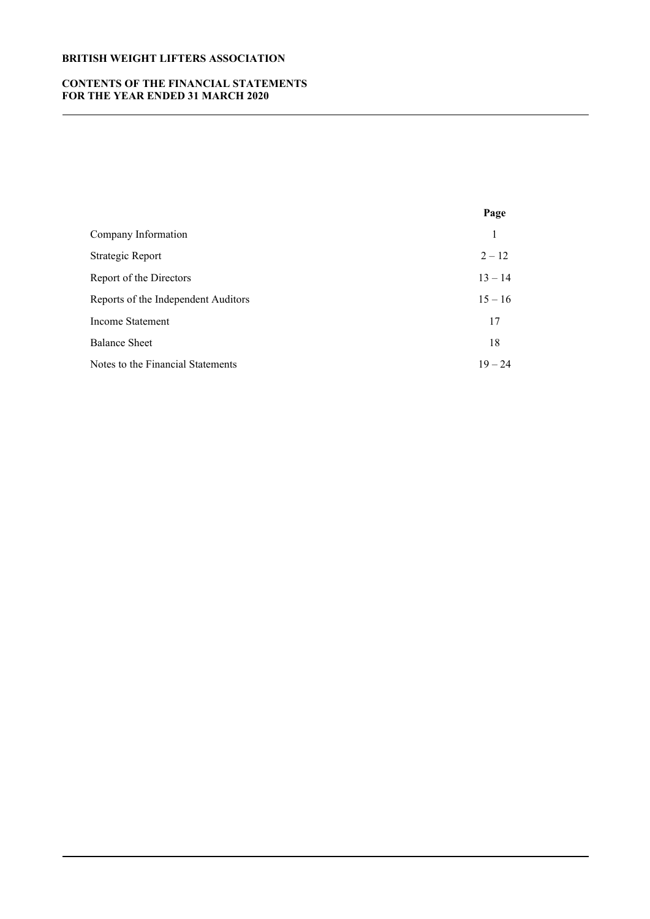**BRITISH WEIGHT LIFTERS ASSOCIATION**

**CONTENTS OF THE FINANCIAL STATEMENTS**
**FOR THE YEAR ENDED 31 MARCH 2020**

| | Page |
|---|---|
| Company Information | 1 |
| Strategic Report | 2 – 12 |
| Report of the Directors | 13 – 14 |
| Reports of the Independent Auditors | 15 – 16 |
| Income Statement | 17 |
| Balance Sheet | 18 |
| Notes to the Financial Statements | 19 – 24 |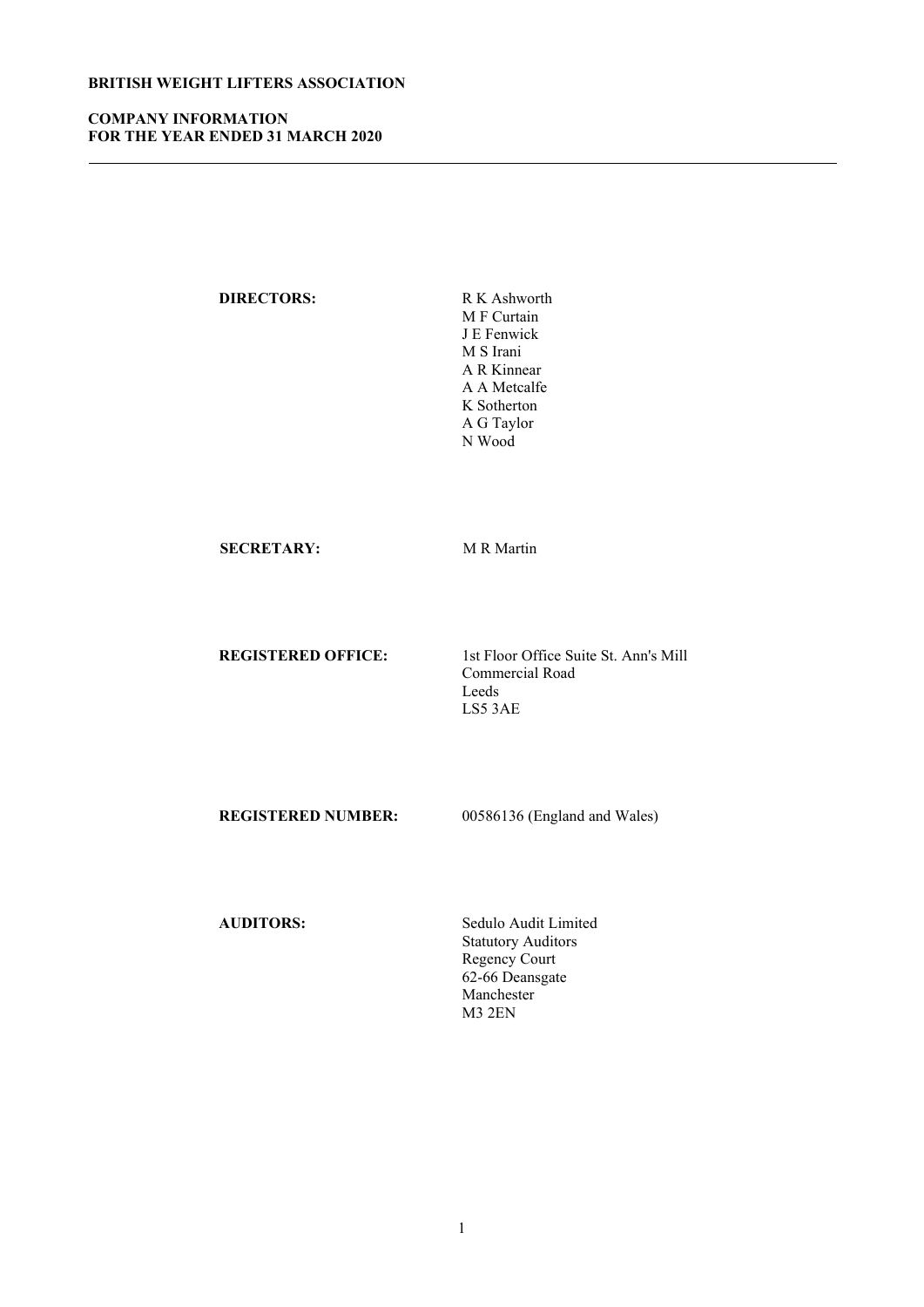**BRITISH WEIGHT LIFTERS ASSOCIATION**

**COMPANY INFORMATION**
**FOR THE YEAR ENDED 31 MARCH 2020**

| | |
|---|---|
| **DIRECTORS:** | R K Ashworth<br>M F Curtain<br>J E Fenwick<br>M S Irani<br>A R Kinnear<br>A A Metcalfe<br>K Sotherton<br>A G Taylor<br>N Wood |
| **SECRETARY:** | M R Martin |
| **REGISTERED OFFICE:** | 1st Floor Office Suite St. Ann's Mill<br>Commercial Road<br>Leeds<br>LS5 3AE |
| **REGISTERED NUMBER:** | 00586136 (England and Wales) |
| **AUDITORS:** | Sedulo Audit Limited<br>Statutory Auditors<br>Regency Court<br>62-66 Deansgate<br>Manchester<br>M3 2EN |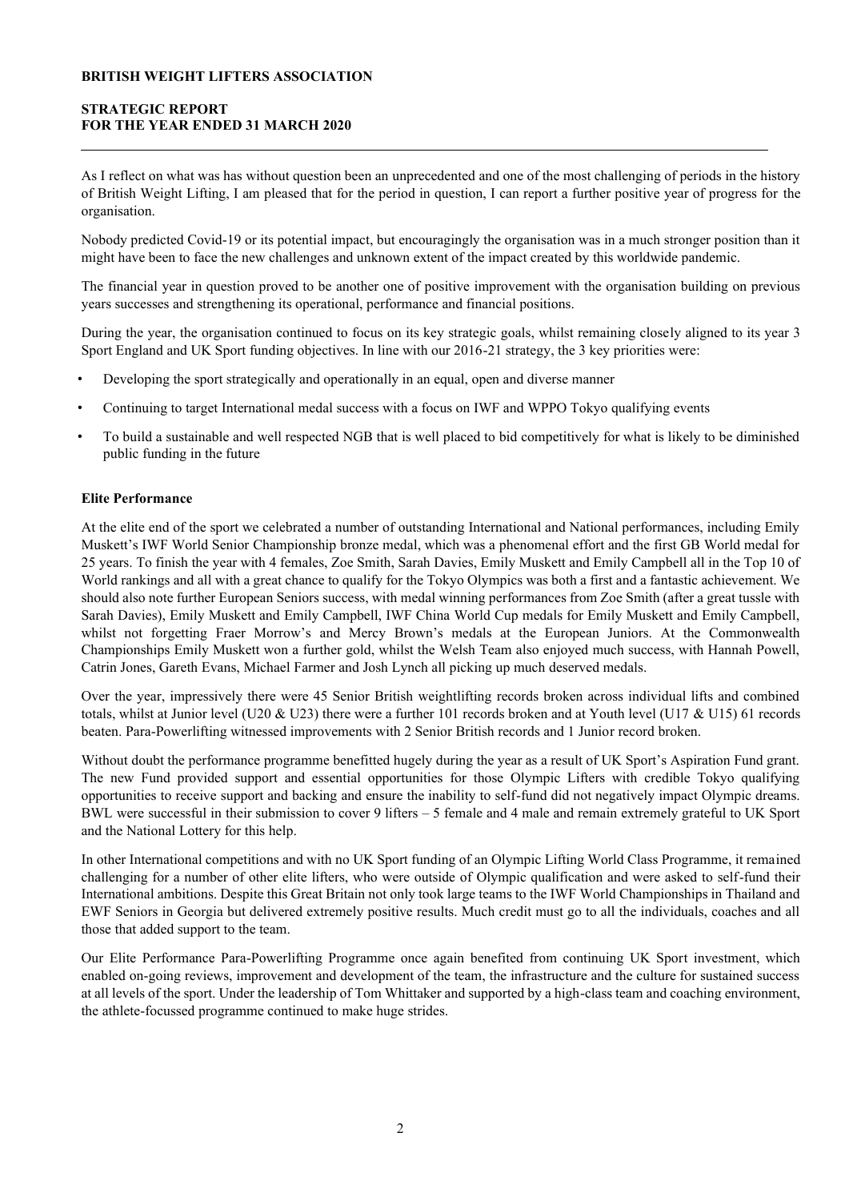**BRITISH WEIGHT LIFTERS ASSOCIATION**

**STRATEGIC REPORT**
**FOR THE YEAR ENDED 31 MARCH 2020**

---

As I reflect on what was has without question been an unprecedented and one of the most challenging of periods in the history of British Weight Lifting, I am pleased that for the period in question, I can report a further positive year of progress for the organisation.

Nobody predicted Covid-19 or its potential impact, but encouragingly the organisation was in a much stronger position than it might have been to face the new challenges and unknown extent of the impact created by this worldwide pandemic.

The financial year in question proved to be another one of positive improvement with the organisation building on previous years successes and strengthening its operational, performance and financial positions.

During the year, the organisation continued to focus on its key strategic goals, whilst remaining closely aligned to its year 3 Sport England and UK Sport funding objectives. In line with our 2016-21 strategy, the 3 key priorities were:

- Developing the sport strategically and operationally in an equal, open and diverse manner
- Continuing to target International medal success with a focus on IWF and WPPO Tokyo qualifying events
- To build a sustainable and well respected NGB that is well placed to bid competitively for what is likely to be diminished public funding in the future

**Elite Performance**

At the elite end of the sport we celebrated a number of outstanding International and National performances, including Emily Muskett's IWF World Senior Championship bronze medal, which was a phenomenal effort and the first GB World medal for 25 years. To finish the year with 4 females, Zoe Smith, Sarah Davies, Emily Muskett and Emily Campbell all in the Top 10 of World rankings and all with a great chance to qualify for the Tokyo Olympics was both a first and a fantastic achievement. We should also note further European Seniors success, with medal winning performances from Zoe Smith (after a great tussle with Sarah Davies), Emily Muskett and Emily Campbell, IWF China World Cup medals for Emily Muskett and Emily Campbell, whilst not forgetting Fraer Morrow's and Mercy Brown's medals at the European Juniors. At the Commonwealth Championships Emily Muskett won a further gold, whilst the Welsh Team also enjoyed much success, with Hannah Powell, Catrin Jones, Gareth Evans, Michael Farmer and Josh Lynch all picking up much deserved medals.

Over the year, impressively there were 45 Senior British weightlifting records broken across individual lifts and combined totals, whilst at Junior level (U20 & U23) there were a further 101 records broken and at Youth level (U17 & U15) 61 records beaten. Para-Powerlifting witnessed improvements with 2 Senior British records and 1 Junior record broken.

Without doubt the performance programme benefitted hugely during the year as a result of UK Sport's Aspiration Fund grant. The new Fund provided support and essential opportunities for those Olympic Lifters with credible Tokyo qualifying opportunities to receive support and backing and ensure the inability to self-fund did not negatively impact Olympic dreams. BWL were successful in their submission to cover 9 lifters – 5 female and 4 male and remain extremely grateful to UK Sport and the National Lottery for this help.

In other International competitions and with no UK Sport funding of an Olympic Lifting World Class Programme, it remained challenging for a number of other elite lifters, who were outside of Olympic qualification and were asked to self-fund their International ambitions. Despite this Great Britain not only took large teams to the IWF World Championships in Thailand and EWF Seniors in Georgia but delivered extremely positive results. Much credit must go to all the individuals, coaches and all those that added support to the team.

Our Elite Performance Para-Powerlifting Programme once again benefited from continuing UK Sport investment, which enabled on-going reviews, improvement and development of the team, the infrastructure and the culture for sustained success at all levels of the sport. Under the leadership of Tom Whittaker and supported by a high-class team and coaching environment, the athlete-focussed programme continued to make huge strides.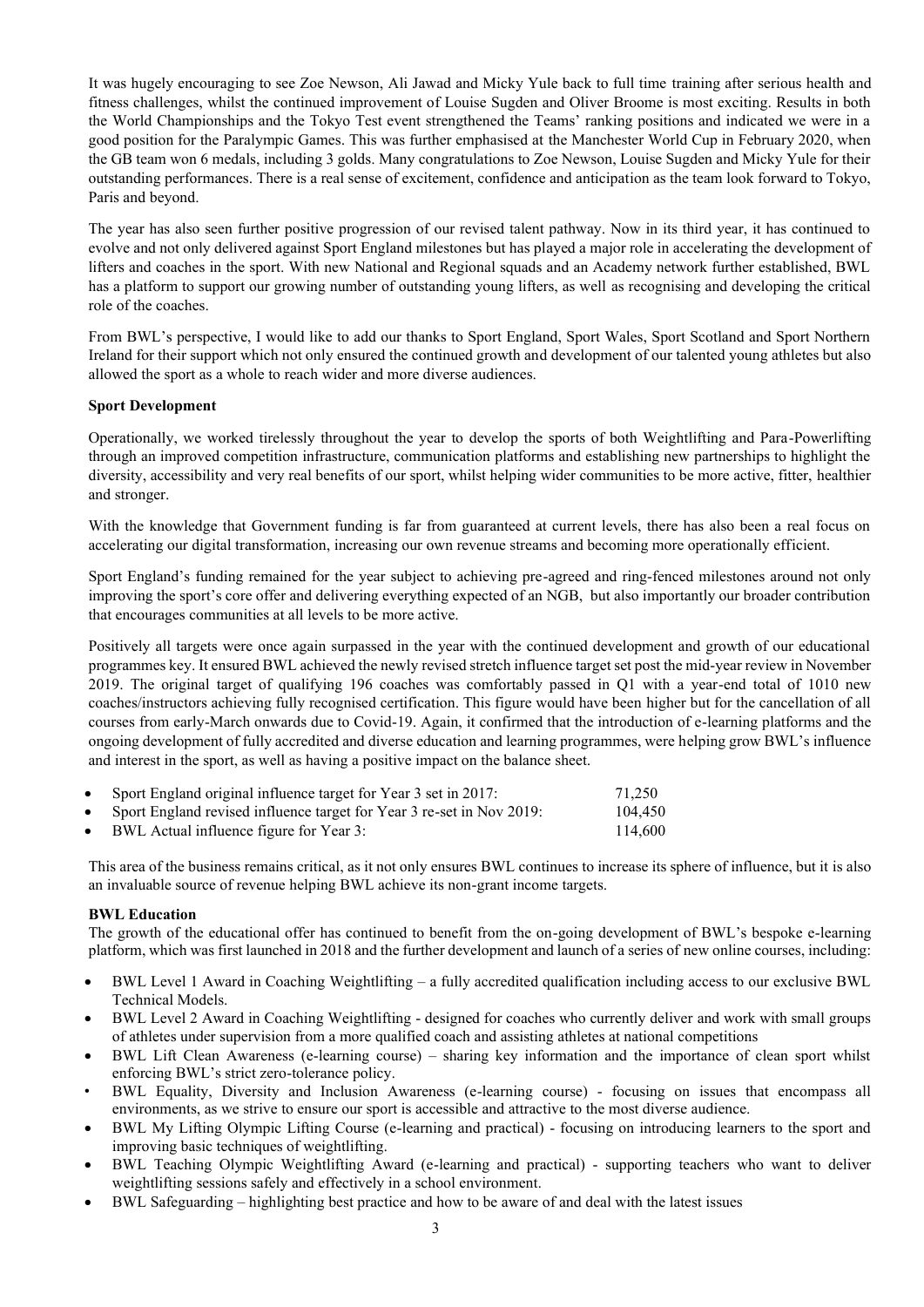It was hugely encouraging to see Zoe Newson, Ali Jawad and Micky Yule back to full time training after serious health and fitness challenges, whilst the continued improvement of Louise Sugden and Oliver Broome is most exciting. Results in both the World Championships and the Tokyo Test event strengthened the Teams' ranking positions and indicated we were in a good position for the Paralympic Games. This was further emphasised at the Manchester World Cup in February 2020, when the GB team won 6 medals, including 3 golds. Many congratulations to Zoe Newson, Louise Sugden and Micky Yule for their outstanding performances. There is a real sense of excitement, confidence and anticipation as the team look forward to Tokyo, Paris and beyond.

The year has also seen further positive progression of our revised talent pathway. Now in its third year, it has continued to evolve and not only delivered against Sport England milestones but has played a major role in accelerating the development of lifters and coaches in the sport. With new National and Regional squads and an Academy network further established, BWL has a platform to support our growing number of outstanding young lifters, as well as recognising and developing the critical role of the coaches.

From BWL's perspective, I would like to add our thanks to Sport England, Sport Wales, Sport Scotland and Sport Northern Ireland for their support which not only ensured the continued growth and development of our talented young athletes but also allowed the sport as a whole to reach wider and more diverse audiences.

**Sport Development**

Operationally, we worked tirelessly throughout the year to develop the sports of both Weightlifting and Para-Powerlifting through an improved competition infrastructure, communication platforms and establishing new partnerships to highlight the diversity, accessibility and very real benefits of our sport, whilst helping wider communities to be more active, fitter, healthier and stronger.

With the knowledge that Government funding is far from guaranteed at current levels, there has also been a real focus on accelerating our digital transformation, increasing our own revenue streams and becoming more operationally efficient.

Sport England's funding remained for the year subject to achieving pre-agreed and ring-fenced milestones around not only improving the sport's core offer and delivering everything expected of an NGB, but also importantly our broader contribution that encourages communities at all levels to be more active.

Positively all targets were once again surpassed in the year with the continued development and growth of our educational programmes key. It ensured BWL achieved the newly revised stretch influence target set post the mid-year review in November 2019. The original target of qualifying 196 coaches was comfortably passed in Q1 with a year-end total of 1010 new coaches/instructors achieving fully recognised certification. This figure would have been higher but for the cancellation of all courses from early-March onwards due to Covid-19. Again, it confirmed that the introduction of e-learning platforms and the ongoing development of fully accredited and diverse education and learning programmes, were helping grow BWL's influence and interest in the sport, as well as having a positive impact on the balance sheet.

- Sport England original influence target for Year 3 set in 2017: 71,250
- Sport England revised influence target for Year 3 re-set in Nov 2019: 104,450
- BWL Actual influence figure for Year 3: 114,600

This area of the business remains critical, as it not only ensures BWL continues to increase its sphere of influence, but it is also an invaluable source of revenue helping BWL achieve its non-grant income targets.

**BWL Education**

The growth of the educational offer has continued to benefit from the on-going development of BWL's bespoke e-learning platform, which was first launched in 2018 and the further development and launch of a series of new online courses, including:

- BWL Level 1 Award in Coaching Weightlifting – a fully accredited qualification including access to our exclusive BWL Technical Models.
- BWL Level 2 Award in Coaching Weightlifting - designed for coaches who currently deliver and work with small groups of athletes under supervision from a more qualified coach and assisting athletes at national competitions
- BWL Lift Clean Awareness (e-learning course) – sharing key information and the importance of clean sport whilst enforcing BWL's strict zero-tolerance policy.
- BWL Equality, Diversity and Inclusion Awareness (e-learning course) - focusing on issues that encompass all environments, as we strive to ensure our sport is accessible and attractive to the most diverse audience.
- BWL My Lifting Olympic Lifting Course (e-learning and practical) - focusing on introducing learners to the sport and improving basic techniques of weightlifting.
- BWL Teaching Olympic Weightlifting Award (e-learning and practical) - supporting teachers who want to deliver weightlifting sessions safely and effectively in a school environment.
- BWL Safeguarding – highlighting best practice and how to be aware of and deal with the latest issues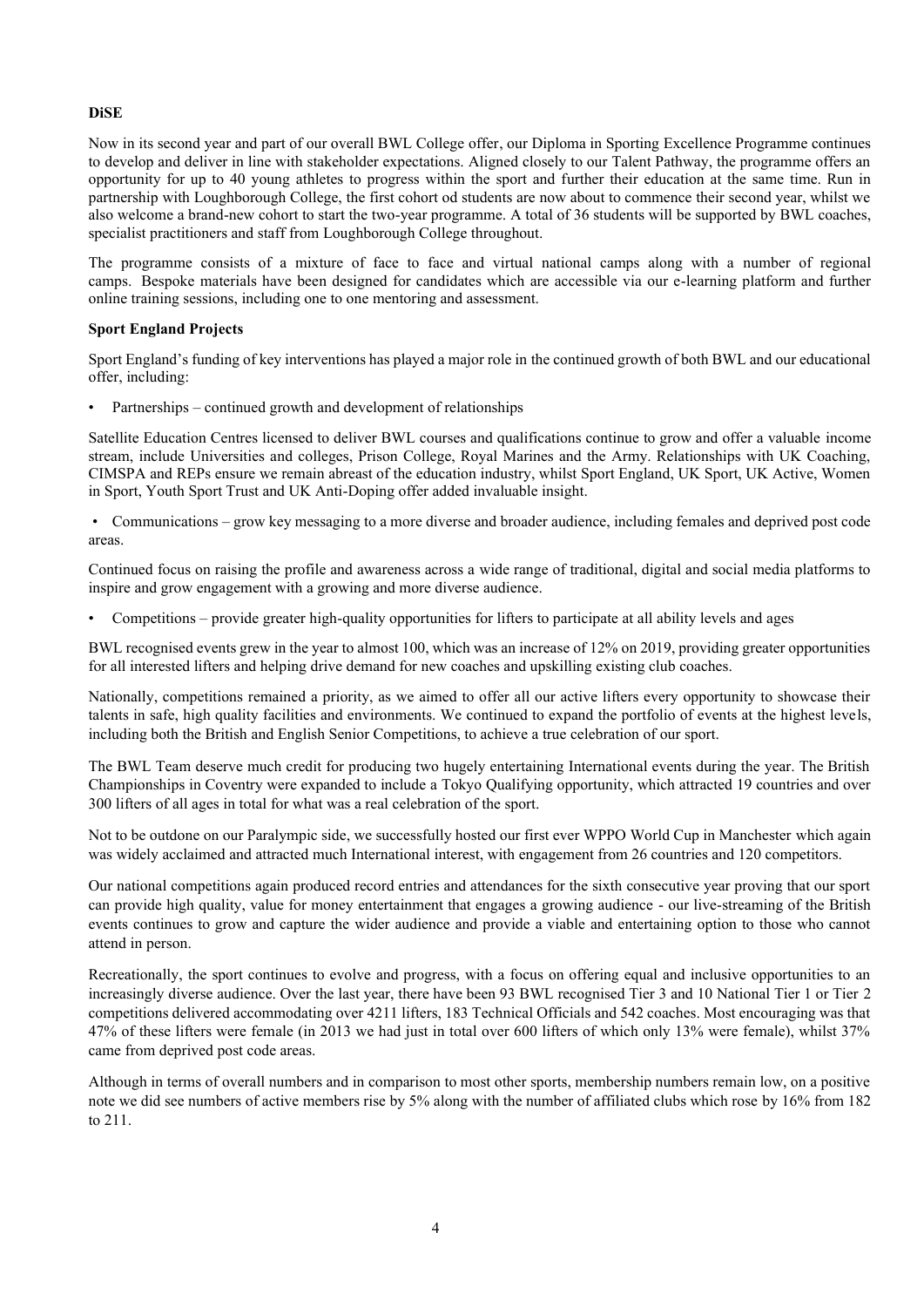**DiSE**

Now in its second year and part of our overall BWL College offer, our Diploma in Sporting Excellence Programme continues to develop and deliver in line with stakeholder expectations. Aligned closely to our Talent Pathway, the programme offers an opportunity for up to 40 young athletes to progress within the sport and further their education at the same time. Run in partnership with Loughborough College, the first cohort od students are now about to commence their second year, whilst we also welcome a brand-new cohort to start the two-year programme. A total of 36 students will be supported by BWL coaches, specialist practitioners and staff from Loughborough College throughout.

The programme consists of a mixture of face to face and virtual national camps along with a number of regional camps. Bespoke materials have been designed for candidates which are accessible via our e-learning platform and further online training sessions, including one to one mentoring and assessment.

**Sport England Projects**

Sport England's funding of key interventions has played a major role in the continued growth of both BWL and our educational offer, including:

- Partnerships – continued growth and development of relationships

Satellite Education Centres licensed to deliver BWL courses and qualifications continue to grow and offer a valuable income stream, include Universities and colleges, Prison College, Royal Marines and the Army. Relationships with UK Coaching, CIMSPA and REPs ensure we remain abreast of the education industry, whilst Sport England, UK Sport, UK Active, Women in Sport, Youth Sport Trust and UK Anti-Doping offer added invaluable insight.

- Communications – grow key messaging to a more diverse and broader audience, including females and deprived post code areas.

Continued focus on raising the profile and awareness across a wide range of traditional, digital and social media platforms to inspire and grow engagement with a growing and more diverse audience.

- Competitions – provide greater high-quality opportunities for lifters to participate at all ability levels and ages

BWL recognised events grew in the year to almost 100, which was an increase of 12% on 2019, providing greater opportunities for all interested lifters and helping drive demand for new coaches and upskilling existing club coaches.

Nationally, competitions remained a priority, as we aimed to offer all our active lifters every opportunity to showcase their talents in safe, high quality facilities and environments. We continued to expand the portfolio of events at the highest levels, including both the British and English Senior Competitions, to achieve a true celebration of our sport.

The BWL Team deserve much credit for producing two hugely entertaining International events during the year. The British Championships in Coventry were expanded to include a Tokyo Qualifying opportunity, which attracted 19 countries and over 300 lifters of all ages in total for what was a real celebration of the sport.

Not to be outdone on our Paralympic side, we successfully hosted our first ever WPPO World Cup in Manchester which again was widely acclaimed and attracted much International interest, with engagement from 26 countries and 120 competitors.

Our national competitions again produced record entries and attendances for the sixth consecutive year proving that our sport can provide high quality, value for money entertainment that engages a growing audience - our live-streaming of the British events continues to grow and capture the wider audience and provide a viable and entertaining option to those who cannot attend in person.

Recreationally, the sport continues to evolve and progress, with a focus on offering equal and inclusive opportunities to an increasingly diverse audience. Over the last year, there have been 93 BWL recognised Tier 3 and 10 National Tier 1 or Tier 2 competitions delivered accommodating over 4211 lifters, 183 Technical Officials and 542 coaches. Most encouraging was that 47% of these lifters were female (in 2013 we had just in total over 600 lifters of which only 13% were female), whilst 37% came from deprived post code areas.

Although in terms of overall numbers and in comparison to most other sports, membership numbers remain low, on a positive note we did see numbers of active members rise by 5% along with the number of affiliated clubs which rose by 16% from 182 to 211.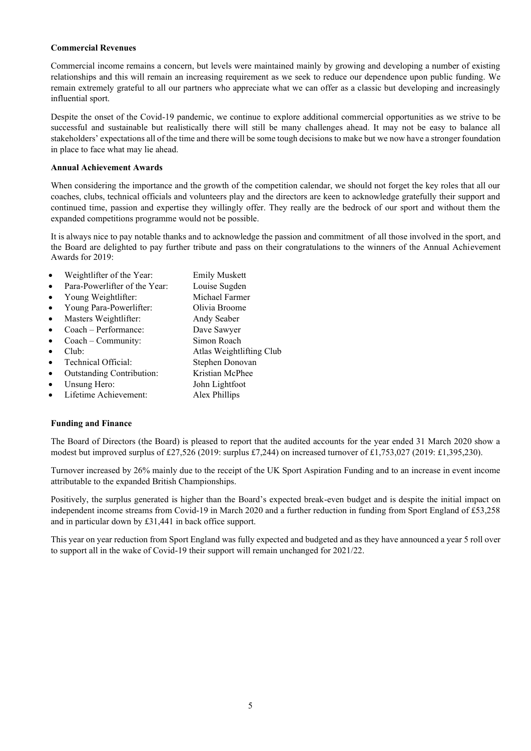### Commercial Revenues

Commercial income remains a concern, but levels were maintained mainly by growing and developing a number of existing relationships and this will remain an increasing requirement as we seek to reduce our dependence upon public funding. We remain extremely grateful to all our partners who appreciate what we can offer as a classic but developing and increasingly influential sport.

Despite the onset of the Covid-19 pandemic, we continue to explore additional commercial opportunities as we strive to be successful and sustainable but realistically there will still be many challenges ahead. It may not be easy to balance all stakeholders' expectations all of the time and there will be some tough decisions to make but we now have a stronger foundation in place to face what may lie ahead.

### Annual Achievement Awards

When considering the importance and the growth of the competition calendar, we should not forget the key roles that all our coaches, clubs, technical officials and volunteers play and the directors are keen to acknowledge gratefully their support and continued time, passion and expertise they willingly offer. They really are the bedrock of our sport and without them the expanded competitions programme would not be possible.

It is always nice to pay notable thanks and to acknowledge the passion and commitment of all those involved in the sport, and the Board are delighted to pay further tribute and pass on their congratulations to the winners of the Annual Achievement Awards for 2019:

- Weightlifter of the Year: Emily Muskett
- Para-Powerlifter of the Year: Louise Sugden
- Young Weightlifter: Michael Farmer
- Young Para-Powerlifter: Olivia Broome
- Masters Weightlifter: Andy Seaber
- Coach – Performance: Dave Sawyer
- Coach – Community: Simon Roach
- Club: Atlas Weightlifting Club
- Technical Official: Stephen Donovan
- Outstanding Contribution: Kristian McPhee
- Unsung Hero: John Lightfoot
- Lifetime Achievement: Alex Phillips

### Funding and Finance

The Board of Directors (the Board) is pleased to report that the audited accounts for the year ended 31 March 2020 show a modest but improved surplus of £27,526 (2019: surplus £7,244) on increased turnover of £1,753,027 (2019: £1,395,230).

Turnover increased by 26% mainly due to the receipt of the UK Sport Aspiration Funding and to an increase in event income attributable to the expanded British Championships.

Positively, the surplus generated is higher than the Board's expected break-even budget and is despite the initial impact on independent income streams from Covid-19 in March 2020 and a further reduction in funding from Sport England of £53,258 and in particular down by £31,441 in back office support.

This year on year reduction from Sport England was fully expected and budgeted and as they have announced a year 5 roll over to support all in the wake of Covid-19 their support will remain unchanged for 2021/22.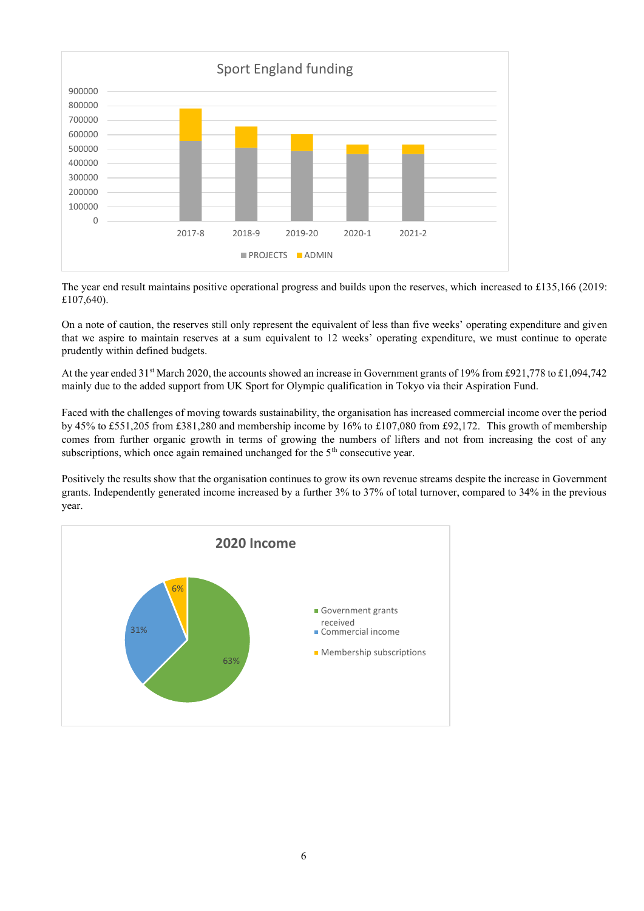Sport England funding

| | 2017-8 | 2018-9 | 2019-20 | 2020-1 | 2021-2 |
|---|---|---|---|---|---|
| PROJECTS | | | | | |
| ADMIN | | | | | |

The year end result maintains positive operational progress and builds upon the reserves, which increased to £135,166 (2019: £107,640).

On a note of caution, the reserves still only represent the equivalent of less than five weeks' operating expenditure and given that we aspire to maintain reserves at a sum equivalent to 12 weeks' operating expenditure, we must continue to operate prudently within defined budgets.

At the year ended 31st March 2020, the accounts showed an increase in Government grants of 19% from £921,778 to £1,094,742 mainly due to the added support from UK Sport for Olympic qualification in Tokyo via their Aspiration Fund.

Faced with the challenges of moving towards sustainability, the organisation has increased commercial income over the period by 45% to £551,205 from £381,280 and membership income by 16% to £107,080 from £92,172. This growth of membership comes from further organic growth in terms of growing the numbers of lifters and not from increasing the cost of any subscriptions, which once again remained unchanged for the 5th consecutive year.

Positively the results show that the organisation continues to grow its own revenue streams despite the increase in Government grants. Independently generated income increased by a further 3% to 37% of total turnover, compared to 34% in the previous year.

**2020 Income**

| Category | Share |
|---|---|
| Government grants received | 63% |
| Commercial income | 31% |
| Membership subscriptions | 6% |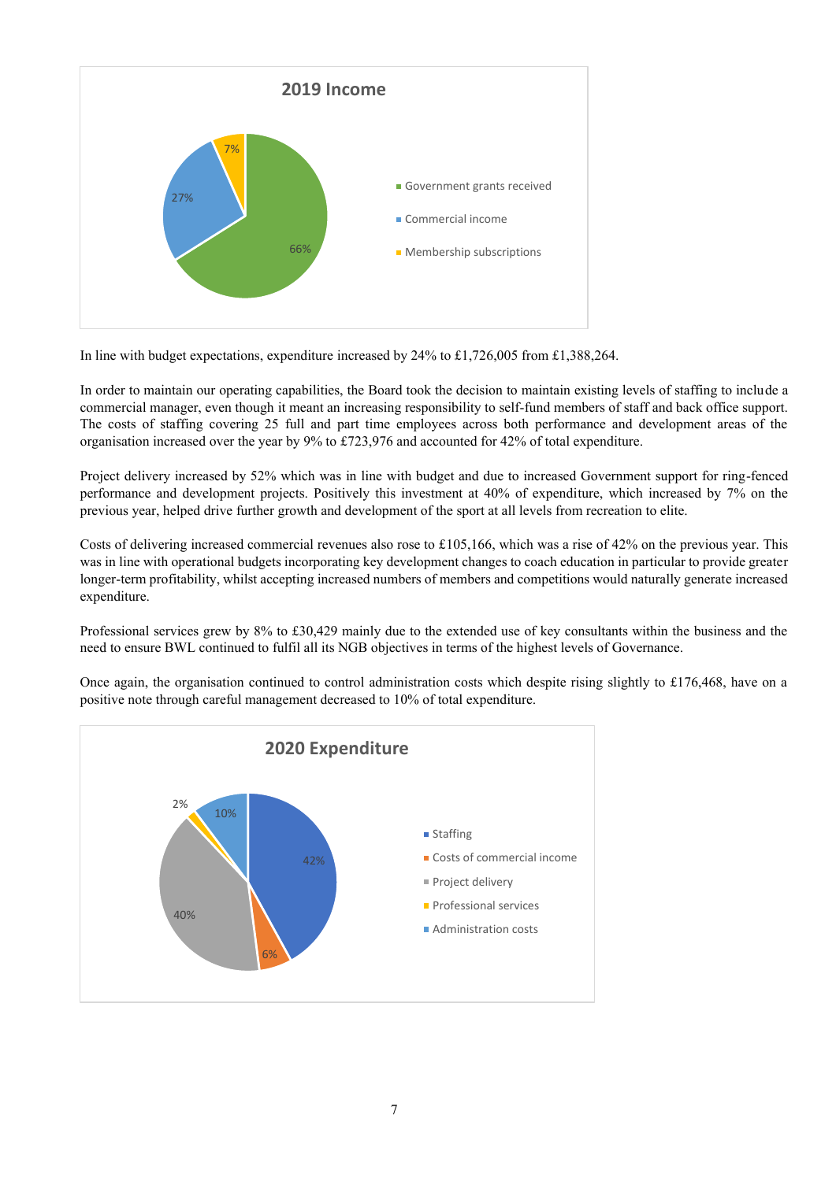**2019 Income**

- Government grants received: 66%
- Commercial income: 27%
- Membership subscriptions: 7%

In line with budget expectations, expenditure increased by 24% to £1,726,005 from £1,388,264.

In order to maintain our operating capabilities, the Board took the decision to maintain existing levels of staffing to include a commercial manager, even though it meant an increasing responsibility to self-fund members of staff and back office support. The costs of staffing covering 25 full and part time employees across both performance and development areas of the organisation increased over the year by 9% to £723,976 and accounted for 42% of total expenditure.

Project delivery increased by 52% which was in line with budget and due to increased Government support for ring-fenced performance and development projects. Positively this investment at 40% of expenditure, which increased by 7% on the previous year, helped drive further growth and development of the sport at all levels from recreation to elite.

Costs of delivering increased commercial revenues also rose to £105,166, which was a rise of 42% on the previous year. This was in line with operational budgets incorporating key development changes to coach education in particular to provide greater longer-term profitability, whilst accepting increased numbers of members and competitions would naturally generate increased expenditure.

Professional services grew by 8% to £30,429 mainly due to the extended use of key consultants within the business and the need to ensure BWL continued to fulfil all its NGB objectives in terms of the highest levels of Governance.

Once again, the organisation continued to control administration costs which despite rising slightly to £176,468, have on a positive note through careful management decreased to 10% of total expenditure.

**2020 Expenditure**

- Staffing: 42%
- Costs of commercial income: 6%
- Project delivery: 40%
- Professional services: 2%
- Administration costs: 10%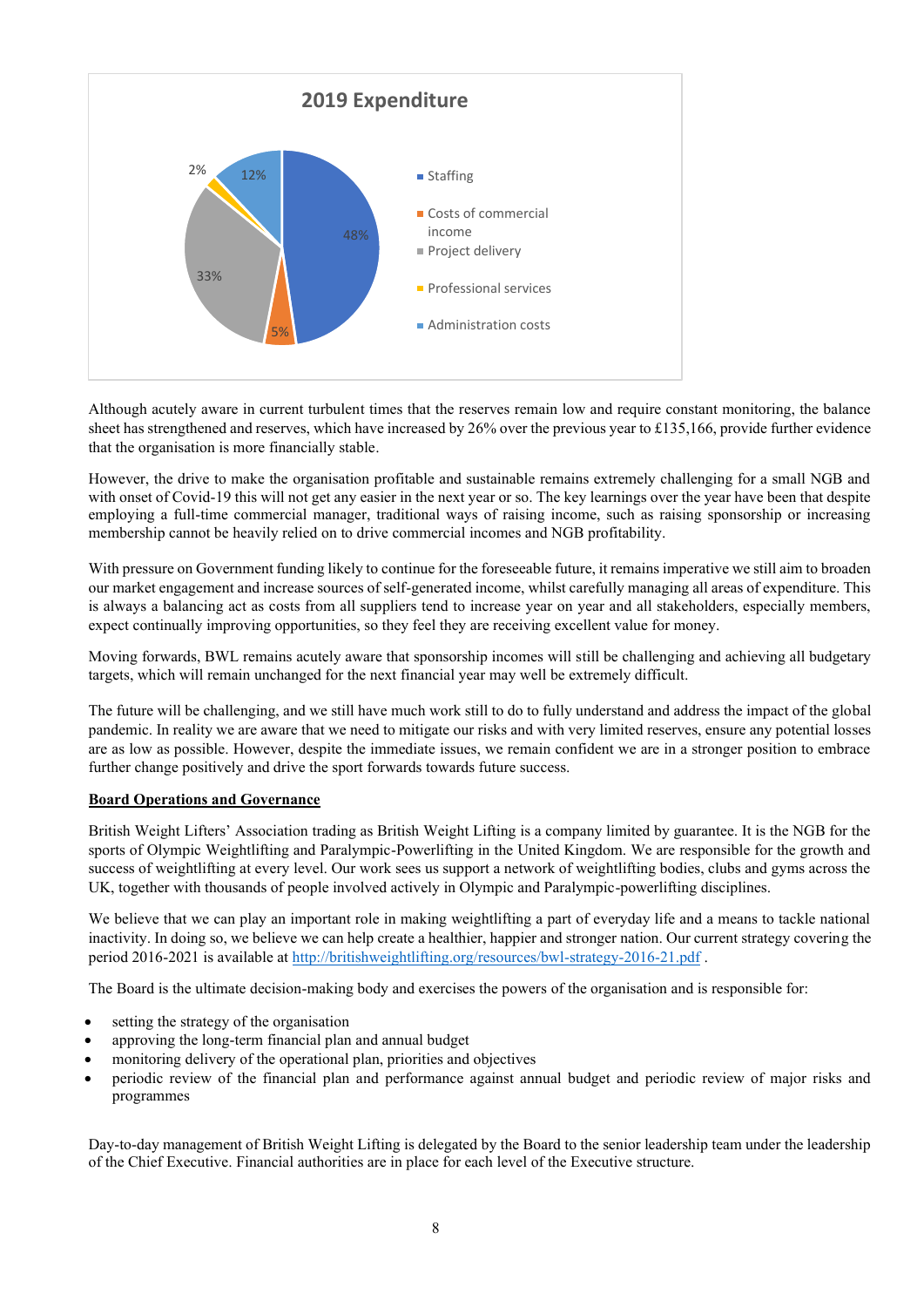2019 Expenditure

- Staffing: 48%
- Costs of commercial income: 5%
- Project delivery: 33%
- Professional services: 2%
- Administration costs: 12%

Although acutely aware in current turbulent times that the reserves remain low and require constant monitoring, the balance sheet has strengthened and reserves, which have increased by 26% over the previous year to £135,166, provide further evidence that the organisation is more financially stable.

However, the drive to make the organisation profitable and sustainable remains extremely challenging for a small NGB and with onset of Covid-19 this will not get any easier in the next year or so. The key learnings over the year have been that despite employing a full-time commercial manager, traditional ways of raising income, such as raising sponsorship or increasing membership cannot be heavily relied on to drive commercial incomes and NGB profitability.

With pressure on Government funding likely to continue for the foreseeable future, it remains imperative we still aim to broaden our market engagement and increase sources of self-generated income, whilst carefully managing all areas of expenditure. This is always a balancing act as costs from all suppliers tend to increase year on year and all stakeholders, especially members, expect continually improving opportunities, so they feel they are receiving excellent value for money.

Moving forwards, BWL remains acutely aware that sponsorship incomes will still be challenging and achieving all budgetary targets, which will remain unchanged for the next financial year may well be extremely difficult.

The future will be challenging, and we still have much work still to do to fully understand and address the impact of the global pandemic. In reality we are aware that we need to mitigate our risks and with very limited reserves, ensure any potential losses are as low as possible. However, despite the immediate issues, we remain confident we are in a stronger position to embrace further change positively and drive the sport forwards towards future success.

**Board Operations and Governance**

British Weight Lifters' Association trading as British Weight Lifting is a company limited by guarantee. It is the NGB for the sports of Olympic Weightlifting and Paralympic-Powerlifting in the United Kingdom. We are responsible for the growth and success of weightlifting at every level. Our work sees us support a network of weightlifting bodies, clubs and gyms across the UK, together with thousands of people involved actively in Olympic and Paralympic-powerlifting disciplines.

We believe that we can play an important role in making weightlifting a part of everyday life and a means to tackle national inactivity. In doing so, we believe we can help create a healthier, happier and stronger nation. Our current strategy covering the period 2016-2021 is available at http://britishweightlifting.org/resources/bwl-strategy-2016-21.pdf .

The Board is the ultimate decision-making body and exercises the powers of the organisation and is responsible for:

- setting the strategy of the organisation
- approving the long-term financial plan and annual budget
- monitoring delivery of the operational plan, priorities and objectives
- periodic review of the financial plan and performance against annual budget and periodic review of major risks and programmes

Day-to-day management of British Weight Lifting is delegated by the Board to the senior leadership team under the leadership of the Chief Executive. Financial authorities are in place for each level of the Executive structure.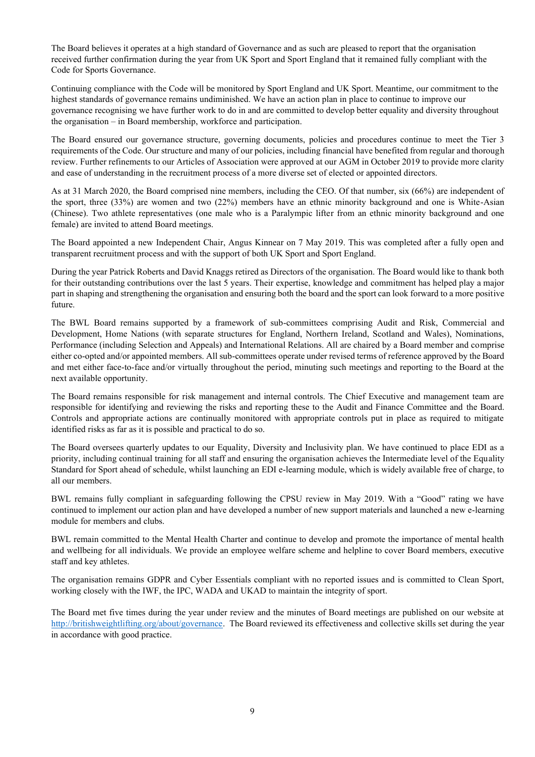The Board believes it operates at a high standard of Governance and as such are pleased to report that the organisation received further confirmation during the year from UK Sport and Sport England that it remained fully compliant with the Code for Sports Governance.

Continuing compliance with the Code will be monitored by Sport England and UK Sport. Meantime, our commitment to the highest standards of governance remains undiminished. We have an action plan in place to continue to improve our governance recognising we have further work to do in and are committed to develop better equality and diversity throughout the organisation – in Board membership, workforce and participation.

The Board ensured our governance structure, governing documents, policies and procedures continue to meet the Tier 3 requirements of the Code. Our structure and many of our policies, including financial have benefited from regular and thorough review. Further refinements to our Articles of Association were approved at our AGM in October 2019 to provide more clarity and ease of understanding in the recruitment process of a more diverse set of elected or appointed directors.

As at 31 March 2020, the Board comprised nine members, including the CEO. Of that number, six (66%) are independent of the sport, three (33%) are women and two (22%) members have an ethnic minority background and one is White-Asian (Chinese). Two athlete representatives (one male who is a Paralympic lifter from an ethnic minority background and one female) are invited to attend Board meetings.

The Board appointed a new Independent Chair, Angus Kinnear on 7 May 2019. This was completed after a fully open and transparent recruitment process and with the support of both UK Sport and Sport England.

During the year Patrick Roberts and David Knaggs retired as Directors of the organisation. The Board would like to thank both for their outstanding contributions over the last 5 years. Their expertise, knowledge and commitment has helped play a major part in shaping and strengthening the organisation and ensuring both the board and the sport can look forward to a more positive future.

The BWL Board remains supported by a framework of sub-committees comprising Audit and Risk, Commercial and Development, Home Nations (with separate structures for England, Northern Ireland, Scotland and Wales), Nominations, Performance (including Selection and Appeals) and International Relations. All are chaired by a Board member and comprise either co-opted and/or appointed members. All sub-committees operate under revised terms of reference approved by the Board and met either face-to-face and/or virtually throughout the period, minuting such meetings and reporting to the Board at the next available opportunity.

The Board remains responsible for risk management and internal controls. The Chief Executive and management team are responsible for identifying and reviewing the risks and reporting these to the Audit and Finance Committee and the Board. Controls and appropriate actions are continually monitored with appropriate controls put in place as required to mitigate identified risks as far as it is possible and practical to do so.

The Board oversees quarterly updates to our Equality, Diversity and Inclusivity plan. We have continued to place EDI as a priority, including continual training for all staff and ensuring the organisation achieves the Intermediate level of the Equality Standard for Sport ahead of schedule, whilst launching an EDI e-learning module, which is widely available free of charge, to all our members.

BWL remains fully compliant in safeguarding following the CPSU review in May 2019. With a "Good" rating we have continued to implement our action plan and have developed a number of new support materials and launched a new e-learning module for members and clubs.

BWL remain committed to the Mental Health Charter and continue to develop and promote the importance of mental health and wellbeing for all individuals. We provide an employee welfare scheme and helpline to cover Board members, executive staff and key athletes.

The organisation remains GDPR and Cyber Essentials compliant with no reported issues and is committed to Clean Sport, working closely with the IWF, the IPC, WADA and UKAD to maintain the integrity of sport.

The Board met five times during the year under review and the minutes of Board meetings are published on our website at http://britishweightlifting.org/about/governance. The Board reviewed its effectiveness and collective skills set during the year in accordance with good practice.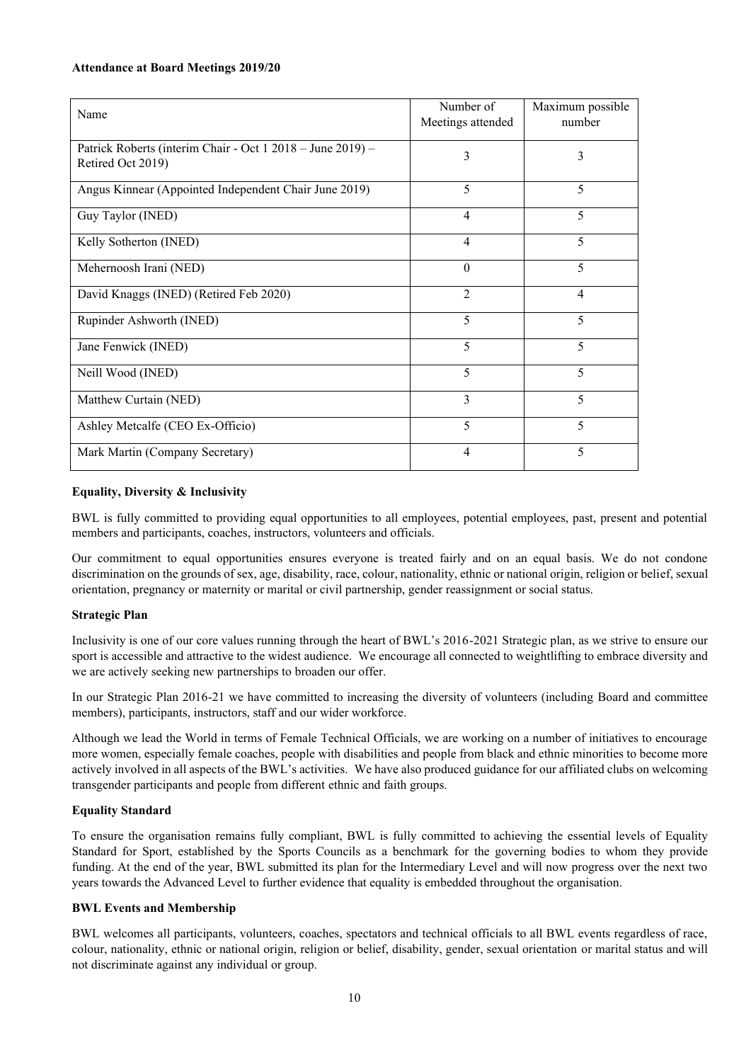**Attendance at Board Meetings 2019/20**

| Name | Number of Meetings attended | Maximum possible number |
| --- | --- | --- |
| Patrick Roberts (interim Chair - Oct 1 2018 – June 2019) – Retired Oct 2019) | 3 | 3 |
| Angus Kinnear (Appointed Independent Chair June 2019) | 5 | 5 |
| Guy Taylor (INED) | 4 | 5 |
| Kelly Sotherton (INED) | 4 | 5 |
| Mehernoosh Irani (NED) | 0 | 5 |
| David Knaggs (INED) (Retired Feb 2020) | 2 | 4 |
| Rupinder Ashworth (INED) | 5 | 5 |
| Jane Fenwick (INED) | 5 | 5 |
| Neill Wood (INED) | 5 | 5 |
| Matthew Curtain (NED) | 3 | 5 |
| Ashley Metcalfe (CEO Ex-Officio) | 5 | 5 |
| Mark Martin (Company Secretary) | 4 | 5 |

**Equality, Diversity & Inclusivity**

BWL is fully committed to providing equal opportunities to all employees, potential employees, past, present and potential members and participants, coaches, instructors, volunteers and officials.

Our commitment to equal opportunities ensures everyone is treated fairly and on an equal basis. We do not condone discrimination on the grounds of sex, age, disability, race, colour, nationality, ethnic or national origin, religion or belief, sexual orientation, pregnancy or maternity or marital or civil partnership, gender reassignment or social status.

**Strategic Plan**

Inclusivity is one of our core values running through the heart of BWL's 2016-2021 Strategic plan, as we strive to ensure our sport is accessible and attractive to the widest audience. We encourage all connected to weightlifting to embrace diversity and we are actively seeking new partnerships to broaden our offer.

In our Strategic Plan 2016-21 we have committed to increasing the diversity of volunteers (including Board and committee members), participants, instructors, staff and our wider workforce.

Although we lead the World in terms of Female Technical Officials, we are working on a number of initiatives to encourage more women, especially female coaches, people with disabilities and people from black and ethnic minorities to become more actively involved in all aspects of the BWL's activities. We have also produced guidance for our affiliated clubs on welcoming transgender participants and people from different ethnic and faith groups.

**Equality Standard**

To ensure the organisation remains fully compliant, BWL is fully committed to achieving the essential levels of Equality Standard for Sport, established by the Sports Councils as a benchmark for the governing bodies to whom they provide funding. At the end of the year, BWL submitted its plan for the Intermediary Level and will now progress over the next two years towards the Advanced Level to further evidence that equality is embedded throughout the organisation.

**BWL Events and Membership**

BWL welcomes all participants, volunteers, coaches, spectators and technical officials to all BWL events regardless of race, colour, nationality, ethnic or national origin, religion or belief, disability, gender, sexual orientation or marital status and will not discriminate against any individual or group.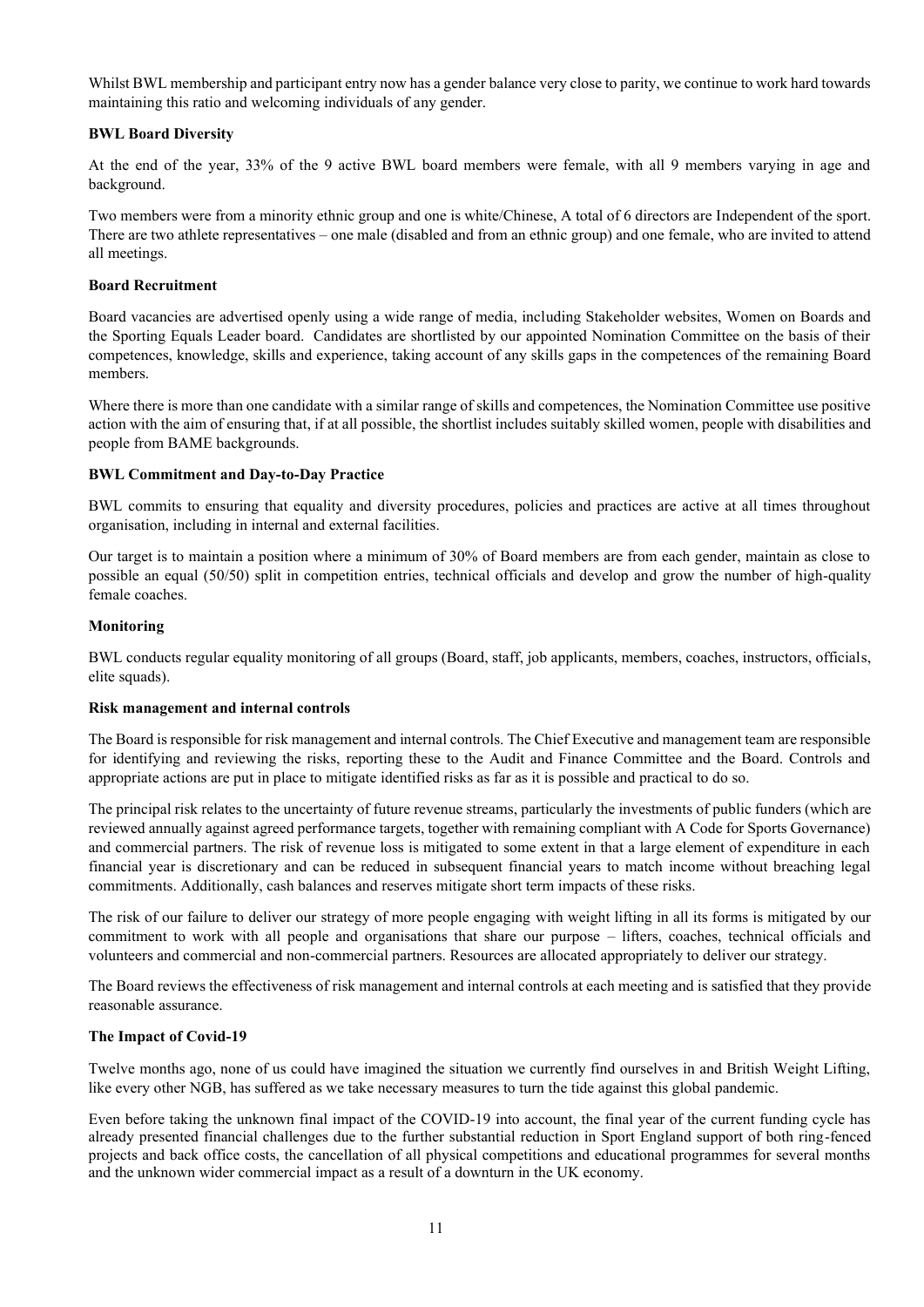Whilst BWL membership and participant entry now has a gender balance very close to parity, we continue to work hard towards maintaining this ratio and welcoming individuals of any gender.

**BWL Board Diversity**

At the end of the year, 33% of the 9 active BWL board members were female, with all 9 members varying in age and background.

Two members were from a minority ethnic group and one is white/Chinese, A total of 6 directors are Independent of the sport. There are two athlete representatives – one male (disabled and from an ethnic group) and one female, who are invited to attend all meetings.

**Board Recruitment**

Board vacancies are advertised openly using a wide range of media, including Stakeholder websites, Women on Boards and the Sporting Equals Leader board. Candidates are shortlisted by our appointed Nomination Committee on the basis of their competences, knowledge, skills and experience, taking account of any skills gaps in the competences of the remaining Board members.

Where there is more than one candidate with a similar range of skills and competences, the Nomination Committee use positive action with the aim of ensuring that, if at all possible, the shortlist includes suitably skilled women, people with disabilities and people from BAME backgrounds.

**BWL Commitment and Day-to-Day Practice**

BWL commits to ensuring that equality and diversity procedures, policies and practices are active at all times throughout organisation, including in internal and external facilities.

Our target is to maintain a position where a minimum of 30% of Board members are from each gender, maintain as close to possible an equal (50/50) split in competition entries, technical officials and develop and grow the number of high-quality female coaches.

**Monitoring**

BWL conducts regular equality monitoring of all groups (Board, staff, job applicants, members, coaches, instructors, officials, elite squads).

**Risk management and internal controls**

The Board is responsible for risk management and internal controls. The Chief Executive and management team are responsible for identifying and reviewing the risks, reporting these to the Audit and Finance Committee and the Board. Controls and appropriate actions are put in place to mitigate identified risks as far as it is possible and practical to do so.

The principal risk relates to the uncertainty of future revenue streams, particularly the investments of public funders (which are reviewed annually against agreed performance targets, together with remaining compliant with A Code for Sports Governance) and commercial partners. The risk of revenue loss is mitigated to some extent in that a large element of expenditure in each financial year is discretionary and can be reduced in subsequent financial years to match income without breaching legal commitments. Additionally, cash balances and reserves mitigate short term impacts of these risks.

The risk of our failure to deliver our strategy of more people engaging with weight lifting in all its forms is mitigated by our commitment to work with all people and organisations that share our purpose – lifters, coaches, technical officials and volunteers and commercial and non-commercial partners. Resources are allocated appropriately to deliver our strategy.

The Board reviews the effectiveness of risk management and internal controls at each meeting and is satisfied that they provide reasonable assurance.

**The Impact of Covid-19**

Twelve months ago, none of us could have imagined the situation we currently find ourselves in and British Weight Lifting, like every other NGB, has suffered as we take necessary measures to turn the tide against this global pandemic.

Even before taking the unknown final impact of the COVID-19 into account, the final year of the current funding cycle has already presented financial challenges due to the further substantial reduction in Sport England support of both ring-fenced projects and back office costs, the cancellation of all physical competitions and educational programmes for several months and the unknown wider commercial impact as a result of a downturn in the UK economy.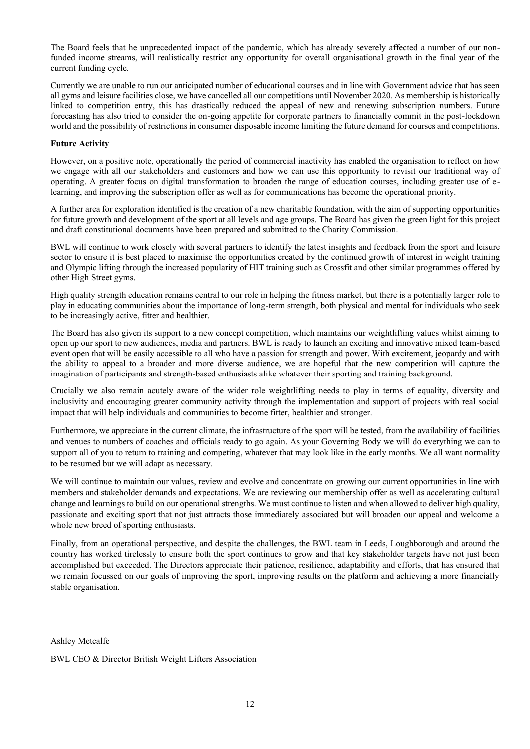The Board feels that he unprecedented impact of the pandemic, which has already severely affected a number of our non-funded income streams, will realistically restrict any opportunity for overall organisational growth in the final year of the current funding cycle.

Currently we are unable to run our anticipated number of educational courses and in line with Government advice that has seen all gyms and leisure facilities close, we have cancelled all our competitions until November 2020. As membership is historically linked to competition entry, this has drastically reduced the appeal of new and renewing subscription numbers. Future forecasting has also tried to consider the on-going appetite for corporate partners to financially commit in the post-lockdown world and the possibility of restrictions in consumer disposable income limiting the future demand for courses and competitions.

**Future Activity**

However, on a positive note, operationally the period of commercial inactivity has enabled the organisation to reflect on how we engage with all our stakeholders and customers and how we can use this opportunity to revisit our traditional way of operating. A greater focus on digital transformation to broaden the range of education courses, including greater use of e-learning, and improving the subscription offer as well as for communications has become the operational priority.

A further area for exploration identified is the creation of a new charitable foundation, with the aim of supporting opportunities for future growth and development of the sport at all levels and age groups. The Board has given the green light for this project and draft constitutional documents have been prepared and submitted to the Charity Commission.

BWL will continue to work closely with several partners to identify the latest insights and feedback from the sport and leisure sector to ensure it is best placed to maximise the opportunities created by the continued growth of interest in weight training and Olympic lifting through the increased popularity of HIT training such as Crossfit and other similar programmes offered by other High Street gyms.

High quality strength education remains central to our role in helping the fitness market, but there is a potentially larger role to play in educating communities about the importance of long-term strength, both physical and mental for individuals who seek to be increasingly active, fitter and healthier.

The Board has also given its support to a new concept competition, which maintains our weightlifting values whilst aiming to open up our sport to new audiences, media and partners. BWL is ready to launch an exciting and innovative mixed team-based event open that will be easily accessible to all who have a passion for strength and power. With excitement, jeopardy and with the ability to appeal to a broader and more diverse audience, we are hopeful that the new competition will capture the imagination of participants and strength-based enthusiasts alike whatever their sporting and training background.

Crucially we also remain acutely aware of the wider role weightlifting needs to play in terms of equality, diversity and inclusivity and encouraging greater community activity through the implementation and support of projects with real social impact that will help individuals and communities to become fitter, healthier and stronger.

Furthermore, we appreciate in the current climate, the infrastructure of the sport will be tested, from the availability of facilities and venues to numbers of coaches and officials ready to go again. As your Governing Body we will do everything we can to support all of you to return to training and competing, whatever that may look like in the early months. We all want normality to be resumed but we will adapt as necessary.

We will continue to maintain our values, review and evolve and concentrate on growing our current opportunities in line with members and stakeholder demands and expectations. We are reviewing our membership offer as well as accelerating cultural change and learnings to build on our operational strengths. We must continue to listen and when allowed to deliver high quality, passionate and exciting sport that not just attracts those immediately associated but will broaden our appeal and welcome a whole new breed of sporting enthusiasts.

Finally, from an operational perspective, and despite the challenges, the BWL team in Leeds, Loughborough and around the country has worked tirelessly to ensure both the sport continues to grow and that key stakeholder targets have not just been accomplished but exceeded. The Directors appreciate their patience, resilience, adaptability and efforts, that has ensured that we remain focussed on our goals of improving the sport, improving results on the platform and achieving a more financially stable organisation.

Ashley Metcalfe

BWL CEO & Director British Weight Lifters Association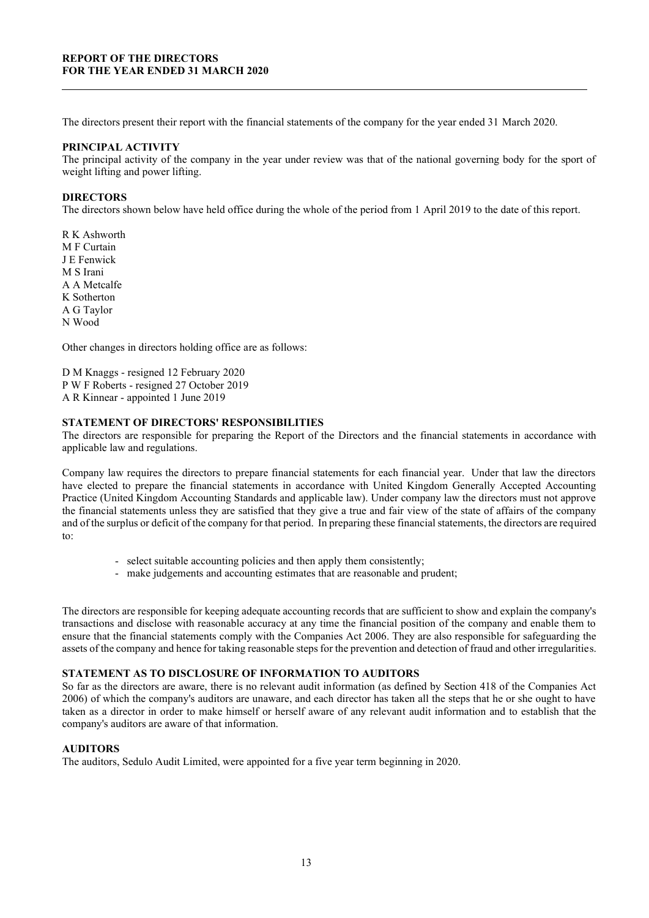# REPORT OF THE DIRECTORS
# FOR THE YEAR ENDED 31 MARCH 2020

The directors present their report with the financial statements of the company for the year ended 31 March 2020.

## PRINCIPAL ACTIVITY

The principal activity of the company in the year under review was that of the national governing body for the sport of weight lifting and power lifting.

## DIRECTORS

The directors shown below have held office during the whole of the period from 1 April 2019 to the date of this report.

R K Ashworth
M F Curtain
J E Fenwick
M S Irani
A A Metcalfe
K Sotherton
A G Taylor
N Wood

Other changes in directors holding office are as follows:

D M Knaggs - resigned 12 February 2020
P W F Roberts - resigned 27 October 2019
A R Kinnear - appointed 1 June 2019

## STATEMENT OF DIRECTORS' RESPONSIBILITIES

The directors are responsible for preparing the Report of the Directors and the financial statements in accordance with applicable law and regulations.

Company law requires the directors to prepare financial statements for each financial year. Under that law the directors have elected to prepare the financial statements in accordance with United Kingdom Generally Accepted Accounting Practice (United Kingdom Accounting Standards and applicable law). Under company law the directors must not approve the financial statements unless they are satisfied that they give a true and fair view of the state of affairs of the company and of the surplus or deficit of the company for that period. In preparing these financial statements, the directors are required to:

- select suitable accounting policies and then apply them consistently;
- make judgements and accounting estimates that are reasonable and prudent;

The directors are responsible for keeping adequate accounting records that are sufficient to show and explain the company's transactions and disclose with reasonable accuracy at any time the financial position of the company and enable them to ensure that the financial statements comply with the Companies Act 2006. They are also responsible for safeguarding the assets of the company and hence for taking reasonable steps for the prevention and detection of fraud and other irregularities.

## STATEMENT AS TO DISCLOSURE OF INFORMATION TO AUDITORS

So far as the directors are aware, there is no relevant audit information (as defined by Section 418 of the Companies Act 2006) of which the company's auditors are unaware, and each director has taken all the steps that he or she ought to have taken as a director in order to make himself or herself aware of any relevant audit information and to establish that the company's auditors are aware of that information.

## AUDITORS

The auditors, Sedulo Audit Limited, were appointed for a five year term beginning in 2020.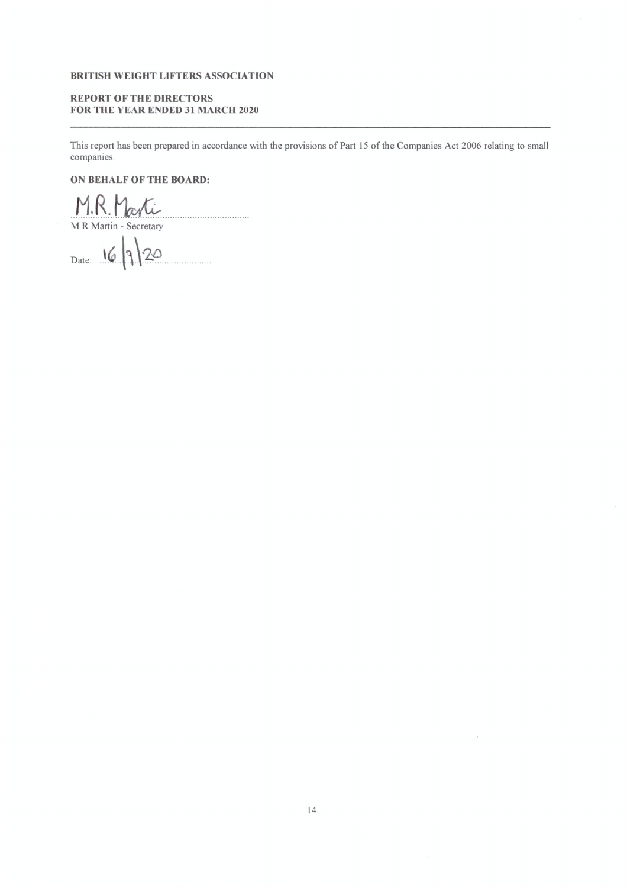**BRITISH WEIGHT LIFTERS ASSOCIATION**

**REPORT OF THE DIRECTORS**
**FOR THE YEAR ENDED 31 MARCH 2020**

---

This report has been prepared in accordance with the provisions of Part 15 of the Companies Act 2006 relating to small companies.

**ON BEHALF OF THE BOARD:**

M.R. Martin
M R Martin - Secretary

Date: 16/9/20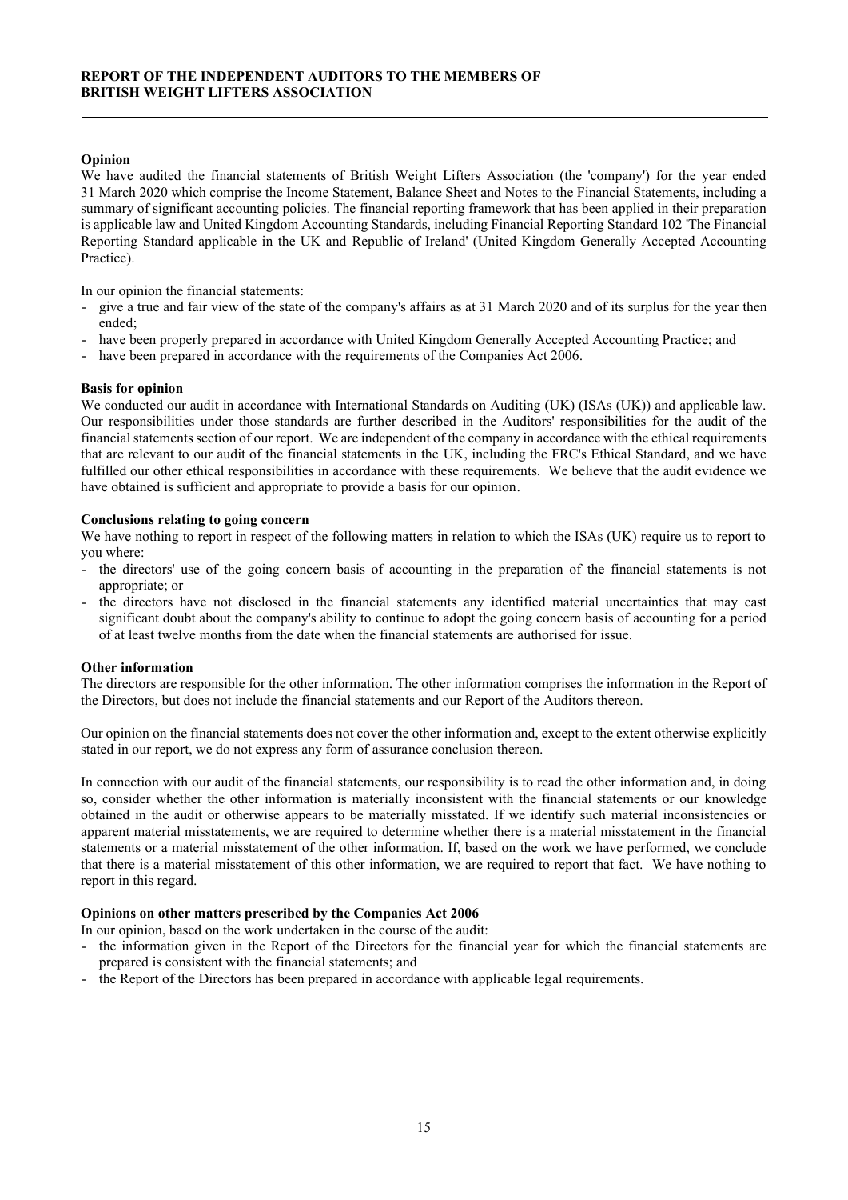# REPORT OF THE INDEPENDENT AUDITORS TO THE MEMBERS OF BRITISH WEIGHT LIFTERS ASSOCIATION

**Opinion**

We have audited the financial statements of British Weight Lifters Association (the 'company') for the year ended 31 March 2020 which comprise the Income Statement, Balance Sheet and Notes to the Financial Statements, including a summary of significant accounting policies. The financial reporting framework that has been applied in their preparation is applicable law and United Kingdom Accounting Standards, including Financial Reporting Standard 102 'The Financial Reporting Standard applicable in the UK and Republic of Ireland' (United Kingdom Generally Accepted Accounting Practice).

In our opinion the financial statements:

- give a true and fair view of the state of the company's affairs as at 31 March 2020 and of its surplus for the year then ended;
- have been properly prepared in accordance with United Kingdom Generally Accepted Accounting Practice; and
- have been prepared in accordance with the requirements of the Companies Act 2006.

**Basis for opinion**

We conducted our audit in accordance with International Standards on Auditing (UK) (ISAs (UK)) and applicable law. Our responsibilities under those standards are further described in the Auditors' responsibilities for the audit of the financial statements section of our report. We are independent of the company in accordance with the ethical requirements that are relevant to our audit of the financial statements in the UK, including the FRC's Ethical Standard, and we have fulfilled our other ethical responsibilities in accordance with these requirements. We believe that the audit evidence we have obtained is sufficient and appropriate to provide a basis for our opinion.

**Conclusions relating to going concern**

We have nothing to report in respect of the following matters in relation to which the ISAs (UK) require us to report to you where:

- the directors' use of the going concern basis of accounting in the preparation of the financial statements is not appropriate; or
- the directors have not disclosed in the financial statements any identified material uncertainties that may cast significant doubt about the company's ability to continue to adopt the going concern basis of accounting for a period of at least twelve months from the date when the financial statements are authorised for issue.

**Other information**

The directors are responsible for the other information. The other information comprises the information in the Report of the Directors, but does not include the financial statements and our Report of the Auditors thereon.

Our opinion on the financial statements does not cover the other information and, except to the extent otherwise explicitly stated in our report, we do not express any form of assurance conclusion thereon.

In connection with our audit of the financial statements, our responsibility is to read the other information and, in doing so, consider whether the other information is materially inconsistent with the financial statements or our knowledge obtained in the audit or otherwise appears to be materially misstated. If we identify such material inconsistencies or apparent material misstatements, we are required to determine whether there is a material misstatement in the financial statements or a material misstatement of the other information. If, based on the work we have performed, we conclude that there is a material misstatement of this other information, we are required to report that fact. We have nothing to report in this regard.

**Opinions on other matters prescribed by the Companies Act 2006**

In our opinion, based on the work undertaken in the course of the audit:

- the information given in the Report of the Directors for the financial year for which the financial statements are prepared is consistent with the financial statements; and
- the Report of the Directors has been prepared in accordance with applicable legal requirements.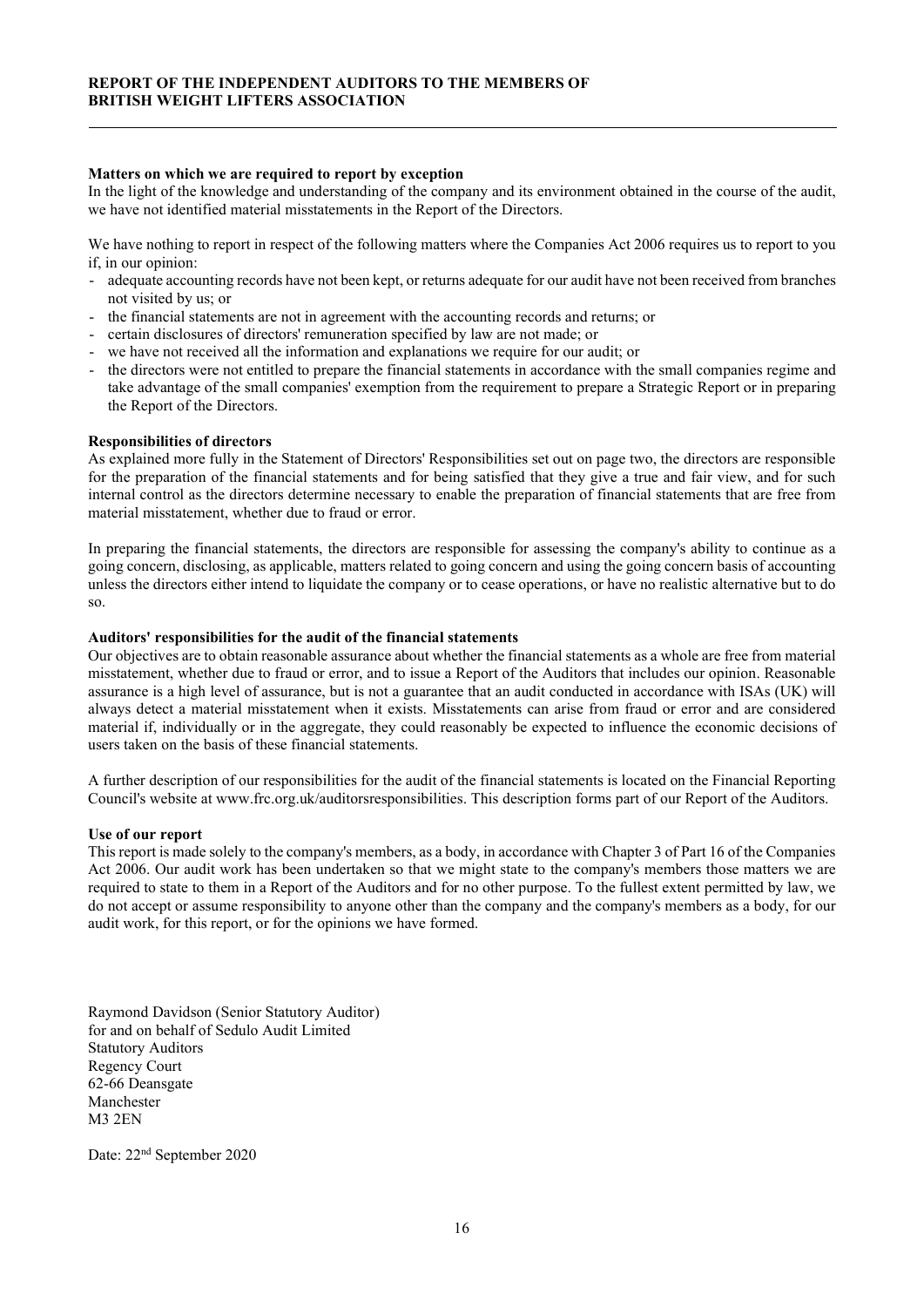**REPORT OF THE INDEPENDENT AUDITORS TO THE MEMBERS OF BRITISH WEIGHT LIFTERS ASSOCIATION**

**Matters on which we are required to report by exception**

In the light of the knowledge and understanding of the company and its environment obtained in the course of the audit, we have not identified material misstatements in the Report of the Directors.

We have nothing to report in respect of the following matters where the Companies Act 2006 requires us to report to you if, in our opinion:

- adequate accounting records have not been kept, or returns adequate for our audit have not been received from branches not visited by us; or
- the financial statements are not in agreement with the accounting records and returns; or
- certain disclosures of directors' remuneration specified by law are not made; or
- we have not received all the information and explanations we require for our audit; or
- the directors were not entitled to prepare the financial statements in accordance with the small companies regime and take advantage of the small companies' exemption from the requirement to prepare a Strategic Report or in preparing the Report of the Directors.

**Responsibilities of directors**

As explained more fully in the Statement of Directors' Responsibilities set out on page two, the directors are responsible for the preparation of the financial statements and for being satisfied that they give a true and fair view, and for such internal control as the directors determine necessary to enable the preparation of financial statements that are free from material misstatement, whether due to fraud or error.

In preparing the financial statements, the directors are responsible for assessing the company's ability to continue as a going concern, disclosing, as applicable, matters related to going concern and using the going concern basis of accounting unless the directors either intend to liquidate the company or to cease operations, or have no realistic alternative but to do so.

**Auditors' responsibilities for the audit of the financial statements**

Our objectives are to obtain reasonable assurance about whether the financial statements as a whole are free from material misstatement, whether due to fraud or error, and to issue a Report of the Auditors that includes our opinion. Reasonable assurance is a high level of assurance, but is not a guarantee that an audit conducted in accordance with ISAs (UK) will always detect a material misstatement when it exists. Misstatements can arise from fraud or error and are considered material if, individually or in the aggregate, they could reasonably be expected to influence the economic decisions of users taken on the basis of these financial statements.

A further description of our responsibilities for the audit of the financial statements is located on the Financial Reporting Council's website at www.frc.org.uk/auditorsresponsibilities. This description forms part of our Report of the Auditors.

**Use of our report**

This report is made solely to the company's members, as a body, in accordance with Chapter 3 of Part 16 of the Companies Act 2006. Our audit work has been undertaken so that we might state to the company's members those matters we are required to state to them in a Report of the Auditors and for no other purpose. To the fullest extent permitted by law, we do not accept or assume responsibility to anyone other than the company and the company's members as a body, for our audit work, for this report, or for the opinions we have formed.

Raymond Davidson (Senior Statutory Auditor)
for and on behalf of Sedulo Audit Limited
Statutory Auditors
Regency Court
62-66 Deansgate
Manchester
M3 2EN

Date: 22nd September 2020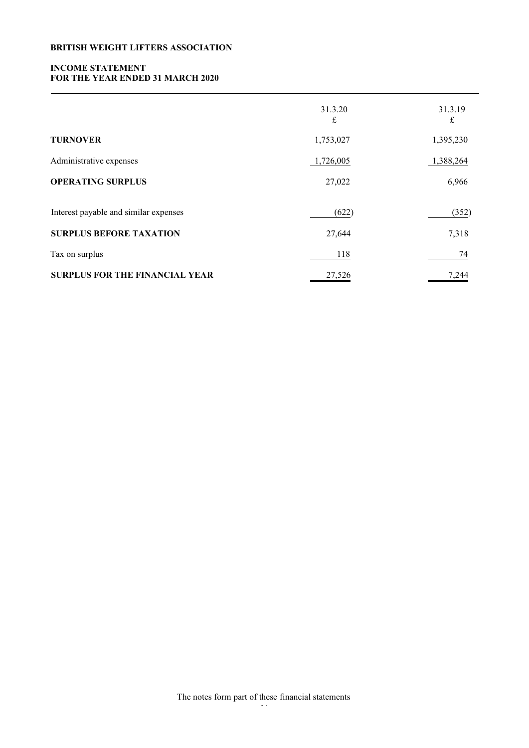**BRITISH WEIGHT LIFTERS ASSOCIATION**

**INCOME STATEMENT**
**FOR THE YEAR ENDED 31 MARCH 2020**

| | 31.3.20<br>£ | 31.3.19<br>£ |
|---|---|---|
| **TURNOVER** | 1,753,027 | 1,395,230 |
| Administrative expenses | 1,726,005 | 1,388,264 |
| **OPERATING SURPLUS** | 27,022 | 6,966 |
| Interest payable and similar expenses | (622) | (352) |
| **SURPLUS BEFORE TAXATION** | 27,644 | 7,318 |
| Tax on surplus | 118 | 74 |
| **SURPLUS FOR THE FINANCIAL YEAR** | 27,526 | 7,244 |

The notes form part of these financial statements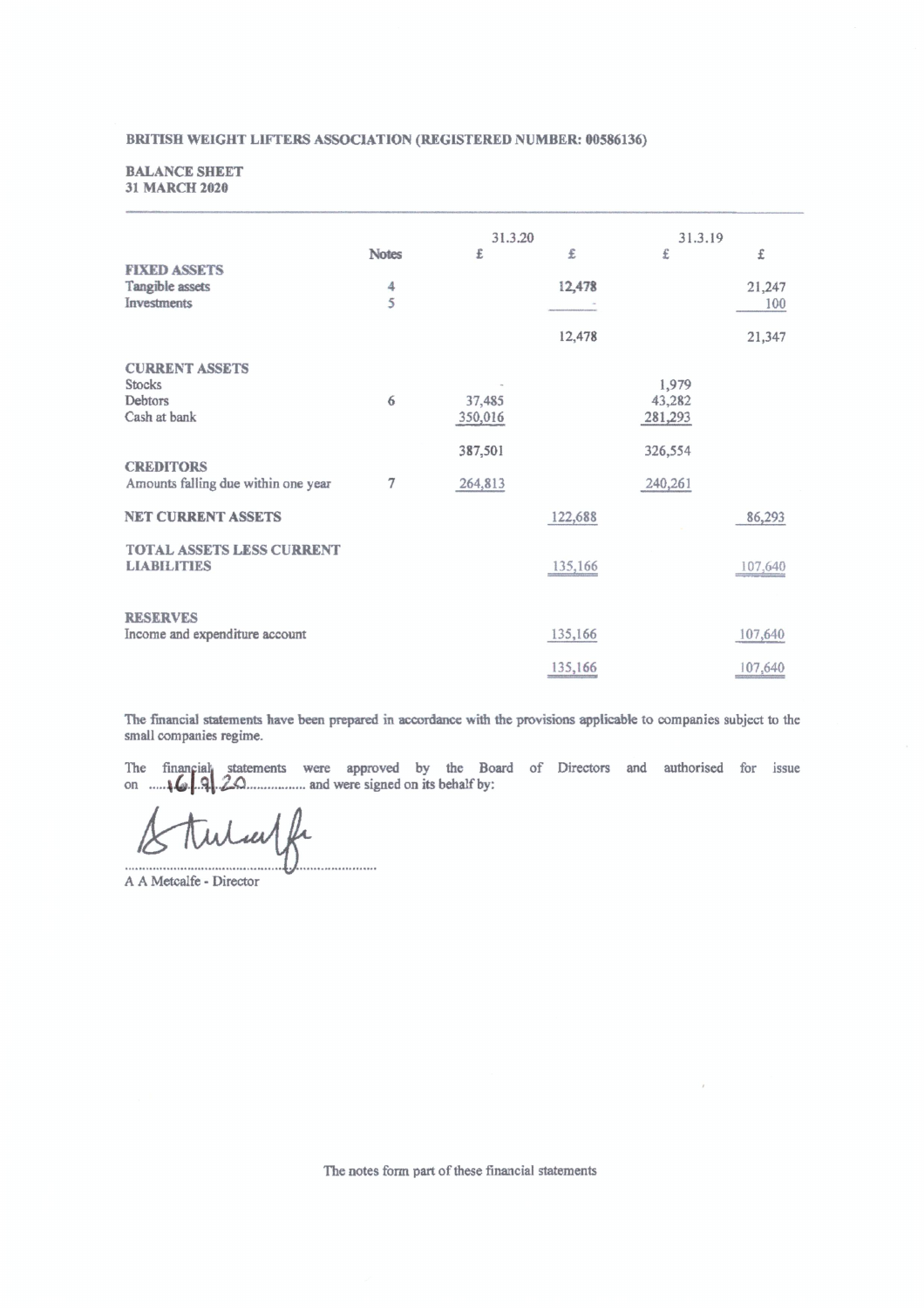**BRITISH WEIGHT LIFTERS ASSOCIATION (REGISTERED NUMBER: 00586136)**

**BALANCE SHEET**
**31 MARCH 2020**

| | Notes | 31.3.20 | | 31.3.19 | |
|---|---|---|---|---|---|
| | | £ | £ | £ | £ |
| **FIXED ASSETS** | | | | | |
| Tangible assets | 4 | | 12,478 | | 21,247 |
| Investments | 5 | | - | | 100 |
| | | | 12,478 | | 21,347 |
| **CURRENT ASSETS** | | | | | |
| Stocks | | - | | 1,979 | |
| Debtors | 6 | 37,485 | | 43,282 | |
| Cash at bank | | 350,016 | | 281,293 | |
| | | 387,501 | | 326,554 | |
| **CREDITORS** | | | | | |
| Amounts falling due within one year | 7 | 264,813 | | 240,261 | |
| **NET CURRENT ASSETS** | | | 122,688 | | 86,293 |
| **TOTAL ASSETS LESS CURRENT LIABILITIES** | | | 135,166 | | 107,640 |
| **RESERVES** | | | | | |
| Income and expenditure account | | | 135,166 | | 107,640 |
| | | | 135,166 | | 107,640 |

The financial statements have been prepared in accordance with the provisions applicable to companies subject to the small companies regime.

The financial statements were approved by the Board of Directors and authorised for issue on ......16/9/20............... and were signed on its behalf by:

.............................................................

A A Metcalfe - Director

The notes form part of these financial statements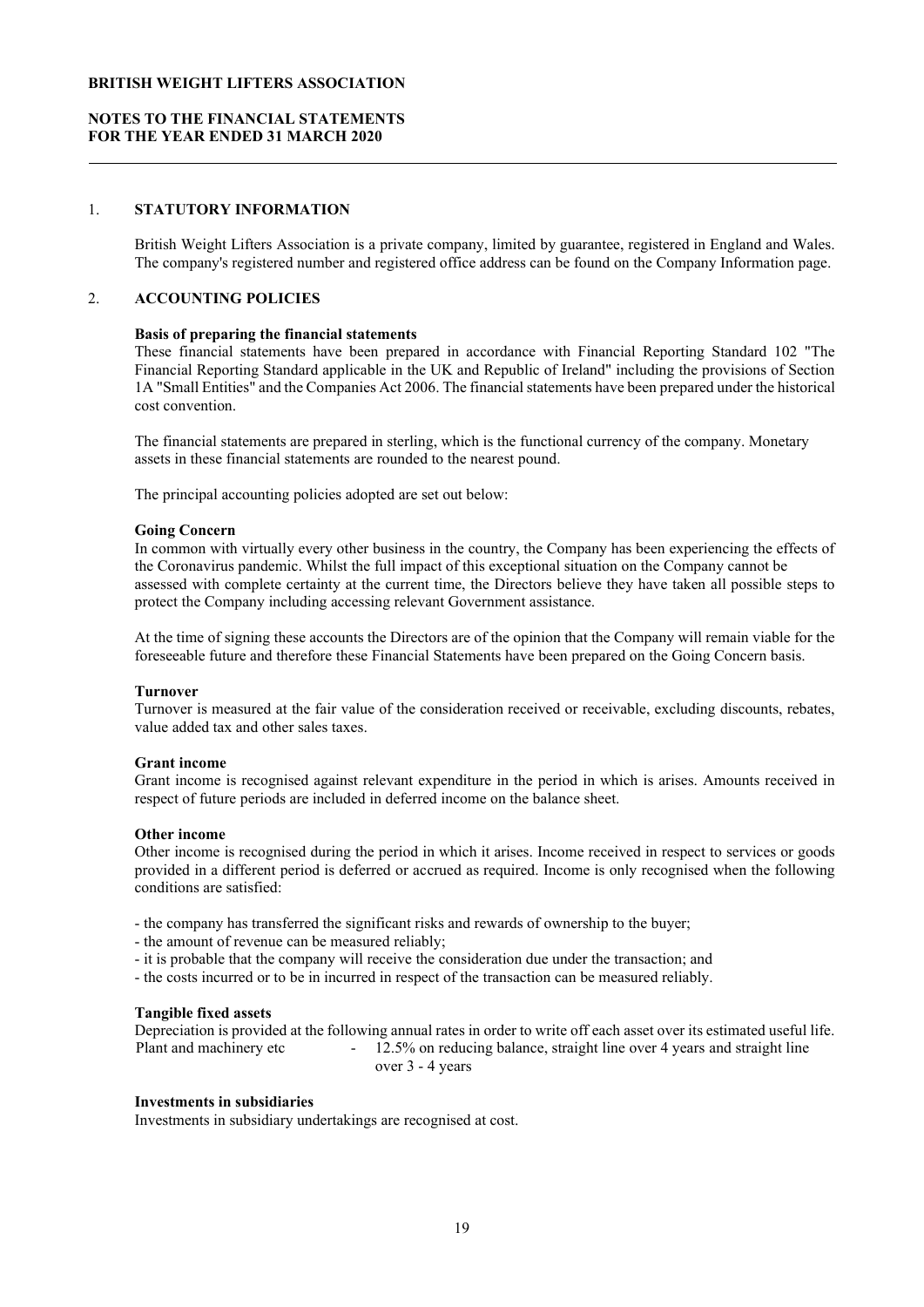**BRITISH WEIGHT LIFTERS ASSOCIATION**

**NOTES TO THE FINANCIAL STATEMENTS**
**FOR THE YEAR ENDED 31 MARCH 2020**

## 1. STATUTORY INFORMATION

British Weight Lifters Association is a private company, limited by guarantee, registered in England and Wales. The company's registered number and registered office address can be found on the Company Information page.

## 2. ACCOUNTING POLICIES

**Basis of preparing the financial statements**
These financial statements have been prepared in accordance with Financial Reporting Standard 102 "The Financial Reporting Standard applicable in the UK and Republic of Ireland" including the provisions of Section 1A "Small Entities" and the Companies Act 2006. The financial statements have been prepared under the historical cost convention.

The financial statements are prepared in sterling, which is the functional currency of the company. Monetary assets in these financial statements are rounded to the nearest pound.

The principal accounting policies adopted are set out below:

**Going Concern**
In common with virtually every other business in the country, the Company has been experiencing the effects of the Coronavirus pandemic. Whilst the full impact of this exceptional situation on the Company cannot be assessed with complete certainty at the current time, the Directors believe they have taken all possible steps to protect the Company including accessing relevant Government assistance.

At the time of signing these accounts the Directors are of the opinion that the Company will remain viable for the foreseeable future and therefore these Financial Statements have been prepared on the Going Concern basis.

**Turnover**
Turnover is measured at the fair value of the consideration received or receivable, excluding discounts, rebates, value added tax and other sales taxes.

**Grant income**
Grant income is recognised against relevant expenditure in the period in which is arises. Amounts received in respect of future periods are included in deferred income on the balance sheet.

**Other income**
Other income is recognised during the period in which it arises. Income received in respect to services or goods provided in a different period is deferred or accrued as required. Income is only recognised when the following conditions are satisfied:

- the company has transferred the significant risks and rewards of ownership to the buyer;
- the amount of revenue can be measured reliably;
- it is probable that the company will receive the consideration due under the transaction; and
- the costs incurred or to be in incurred in respect of the transaction can be measured reliably.

**Tangible fixed assets**
Depreciation is provided at the following annual rates in order to write off each asset over its estimated useful life.

Plant and machinery etc - 12.5% on reducing balance, straight line over 4 years and straight line over 3 - 4 years

**Investments in subsidiaries**
Investments in subsidiary undertakings are recognised at cost.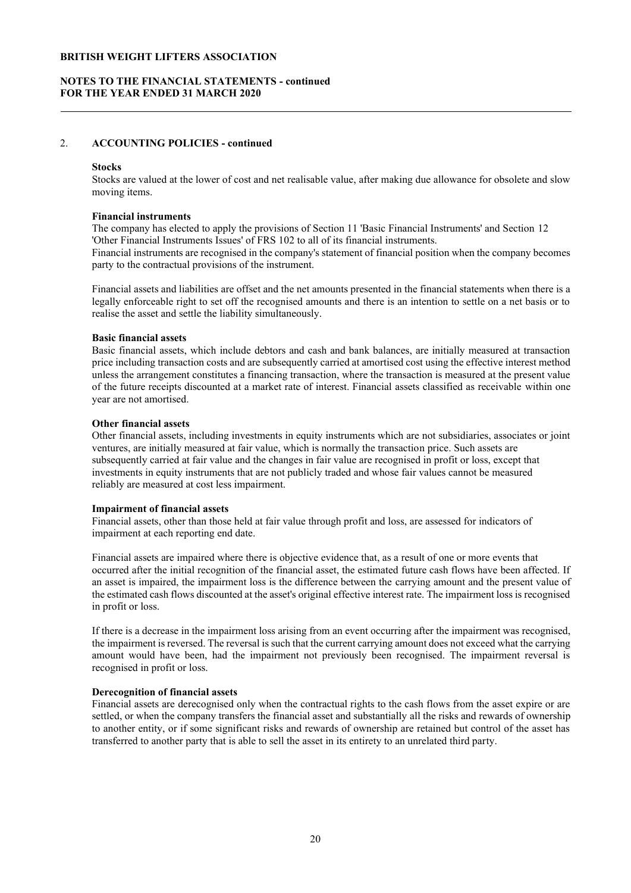## 2. ACCOUNTING POLICIES - continued

**Stocks**

Stocks are valued at the lower of cost and net realisable value, after making due allowance for obsolete and slow moving items.

**Financial instruments**

The company has elected to apply the provisions of Section 11 'Basic Financial Instruments' and Section 12 'Other Financial Instruments Issues' of FRS 102 to all of its financial instruments.

Financial instruments are recognised in the company's statement of financial position when the company becomes party to the contractual provisions of the instrument.

Financial assets and liabilities are offset and the net amounts presented in the financial statements when there is a legally enforceable right to set off the recognised amounts and there is an intention to settle on a net basis or to realise the asset and settle the liability simultaneously.

**Basic financial assets**

Basic financial assets, which include debtors and cash and bank balances, are initially measured at transaction price including transaction costs and are subsequently carried at amortised cost using the effective interest method unless the arrangement constitutes a financing transaction, where the transaction is measured at the present value of the future receipts discounted at a market rate of interest. Financial assets classified as receivable within one year are not amortised.

**Other financial assets**

Other financial assets, including investments in equity instruments which are not subsidiaries, associates or joint ventures, are initially measured at fair value, which is normally the transaction price. Such assets are subsequently carried at fair value and the changes in fair value are recognised in profit or loss, except that investments in equity instruments that are not publicly traded and whose fair values cannot be measured reliably are measured at cost less impairment.

**Impairment of financial assets**

Financial assets, other than those held at fair value through profit and loss, are assessed for indicators of impairment at each reporting end date.

Financial assets are impaired where there is objective evidence that, as a result of one or more events that occurred after the initial recognition of the financial asset, the estimated future cash flows have been affected. If an asset is impaired, the impairment loss is the difference between the carrying amount and the present value of the estimated cash flows discounted at the asset's original effective interest rate. The impairment loss is recognised in profit or loss.

If there is a decrease in the impairment loss arising from an event occurring after the impairment was recognised, the impairment is reversed. The reversal is such that the current carrying amount does not exceed what the carrying amount would have been, had the impairment not previously been recognised. The impairment reversal is recognised in profit or loss.

**Derecognition of financial assets**

Financial assets are derecognised only when the contractual rights to the cash flows from the asset expire or are settled, or when the company transfers the financial asset and substantially all the risks and rewards of ownership to another entity, or if some significant risks and rewards of ownership are retained but control of the asset has transferred to another party that is able to sell the asset in its entirety to an unrelated third party.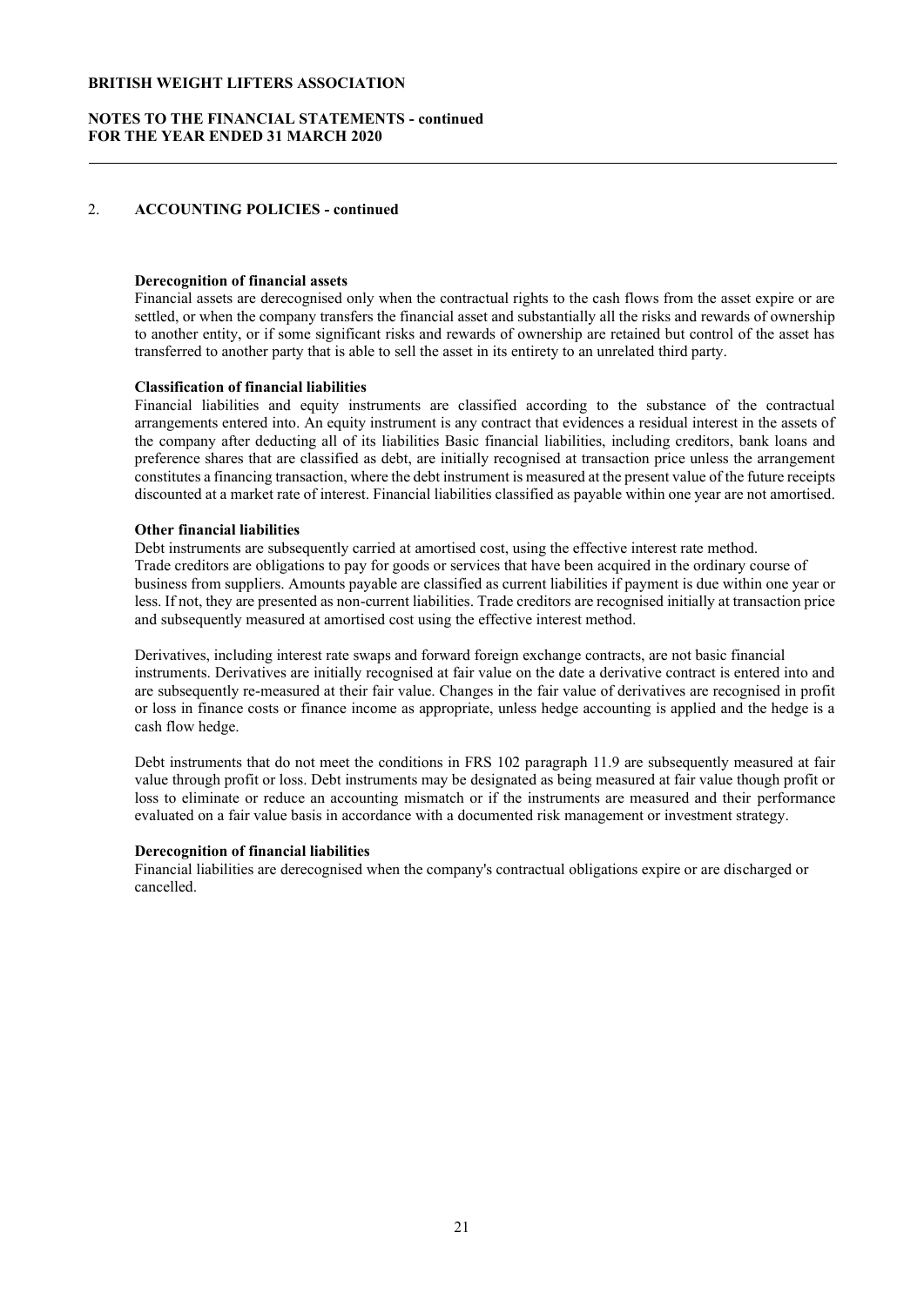## 2. ACCOUNTING POLICIES - continued

**Derecognition of financial assets**

Financial assets are derecognised only when the contractual rights to the cash flows from the asset expire or are settled, or when the company transfers the financial asset and substantially all the risks and rewards of ownership to another entity, or if some significant risks and rewards of ownership are retained but control of the asset has transferred to another party that is able to sell the asset in its entirety to an unrelated third party.

**Classification of financial liabilities**

Financial liabilities and equity instruments are classified according to the substance of the contractual arrangements entered into. An equity instrument is any contract that evidences a residual interest in the assets of the company after deducting all of its liabilities Basic financial liabilities, including creditors, bank loans and preference shares that are classified as debt, are initially recognised at transaction price unless the arrangement constitutes a financing transaction, where the debt instrument is measured at the present value of the future receipts discounted at a market rate of interest. Financial liabilities classified as payable within one year are not amortised.

**Other financial liabilities**

Debt instruments are subsequently carried at amortised cost, using the effective interest rate method.
Trade creditors are obligations to pay for goods or services that have been acquired in the ordinary course of business from suppliers. Amounts payable are classified as current liabilities if payment is due within one year or less. If not, they are presented as non-current liabilities. Trade creditors are recognised initially at transaction price and subsequently measured at amortised cost using the effective interest method.

Derivatives, including interest rate swaps and forward foreign exchange contracts, are not basic financial instruments. Derivatives are initially recognised at fair value on the date a derivative contract is entered into and are subsequently re-measured at their fair value. Changes in the fair value of derivatives are recognised in profit or loss in finance costs or finance income as appropriate, unless hedge accounting is applied and the hedge is a cash flow hedge.

Debt instruments that do not meet the conditions in FRS 102 paragraph 11.9 are subsequently measured at fair value through profit or loss. Debt instruments may be designated as being measured at fair value though profit or loss to eliminate or reduce an accounting mismatch or if the instruments are measured and their performance evaluated on a fair value basis in accordance with a documented risk management or investment strategy.

**Derecognition of financial liabilities**

Financial liabilities are derecognised when the company's contractual obligations expire or are discharged or cancelled.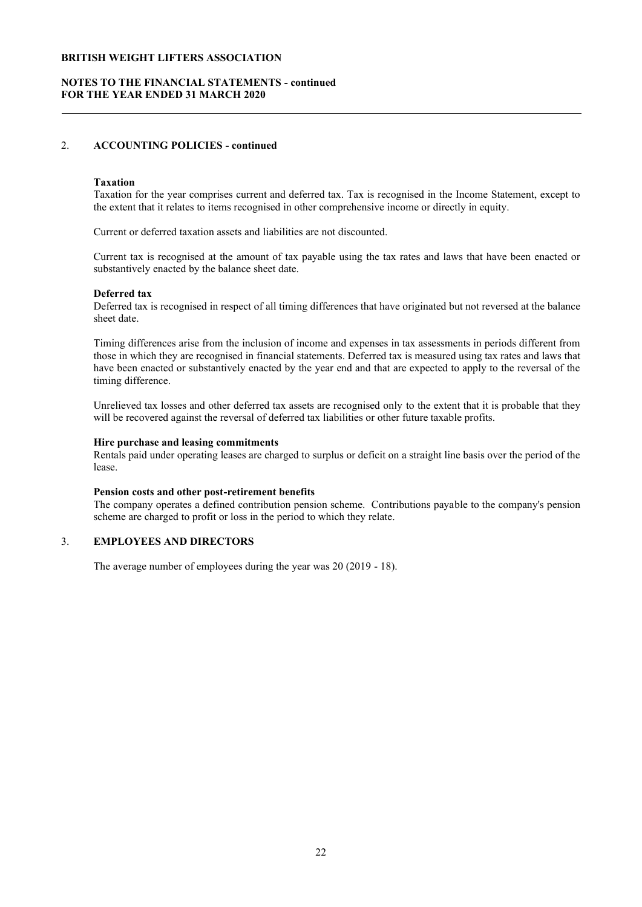## 2. ACCOUNTING POLICIES - continued

**Taxation**
Taxation for the year comprises current and deferred tax. Tax is recognised in the Income Statement, except to the extent that it relates to items recognised in other comprehensive income or directly in equity.

Current or deferred taxation assets and liabilities are not discounted.

Current tax is recognised at the amount of tax payable using the tax rates and laws that have been enacted or substantively enacted by the balance sheet date.

**Deferred tax**
Deferred tax is recognised in respect of all timing differences that have originated but not reversed at the balance sheet date.

Timing differences arise from the inclusion of income and expenses in tax assessments in periods different from those in which they are recognised in financial statements. Deferred tax is measured using tax rates and laws that have been enacted or substantively enacted by the year end and that are expected to apply to the reversal of the timing difference.

Unrelieved tax losses and other deferred tax assets are recognised only to the extent that it is probable that they will be recovered against the reversal of deferred tax liabilities or other future taxable profits.

**Hire purchase and leasing commitments**
Rentals paid under operating leases are charged to surplus or deficit on a straight line basis over the period of the lease.

**Pension costs and other post-retirement benefits**
The company operates a defined contribution pension scheme. Contributions payable to the company's pension scheme are charged to profit or loss in the period to which they relate.

## 3. EMPLOYEES AND DIRECTORS

The average number of employees during the year was 20 (2019 - 18).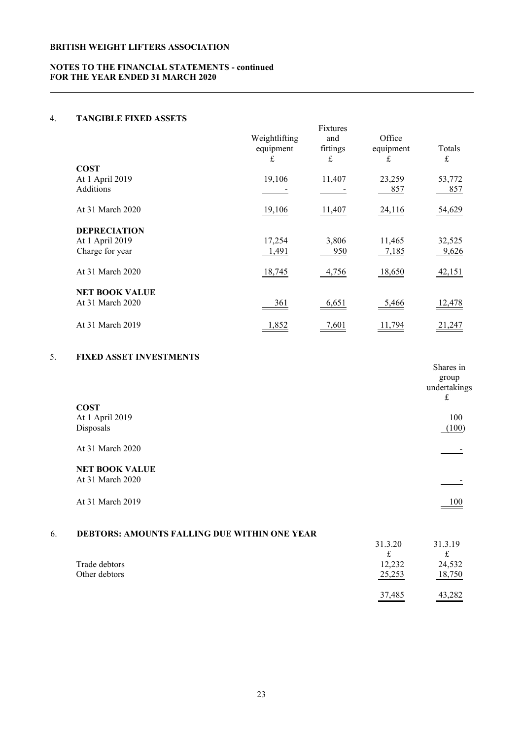**BRITISH WEIGHT LIFTERS ASSOCIATION**

**NOTES TO THE FINANCIAL STATEMENTS - continued**
**FOR THE YEAR ENDED 31 MARCH 2020**

## 4. TANGIBLE FIXED ASSETS

| | Weightlifting equipment £ | Fixtures and fittings £ | Office equipment £ | Totals £ |
|---|---|---|---|---|
| **COST** | | | | |
| At 1 April 2019 | 19,106 | 11,407 | 23,259 | 53,772 |
| Additions | - | - | 857 | 857 |
| At 31 March 2020 | 19,106 | 11,407 | 24,116 | 54,629 |
| **DEPRECIATION** | | | | |
| At 1 April 2019 | 17,254 | 3,806 | 11,465 | 32,525 |
| Charge for year | 1,491 | 950 | 7,185 | 9,626 |
| At 31 March 2020 | 18,745 | 4,756 | 18,650 | 42,151 |
| **NET BOOK VALUE** | | | | |
| At 31 March 2020 | 361 | 6,651 | 5,466 | 12,478 |
| At 31 March 2019 | 1,852 | 7,601 | 11,794 | 21,247 |

## 5. FIXED ASSET INVESTMENTS

| | Shares in group undertakings £ |
|---|---|
| **COST** | |
| At 1 April 2019 | 100 |
| Disposals | (100) |
| At 31 March 2020 | - |
| **NET BOOK VALUE** | |
| At 31 March 2020 | - |
| At 31 March 2019 | 100 |

## 6. DEBTORS: AMOUNTS FALLING DUE WITHIN ONE YEAR

| | 31.3.20 £ | 31.3.19 £ |
|---|---|---|
| Trade debtors | 12,232 | 24,532 |
| Other debtors | 25,253 | 18,750 |
| | 37,485 | 43,282 |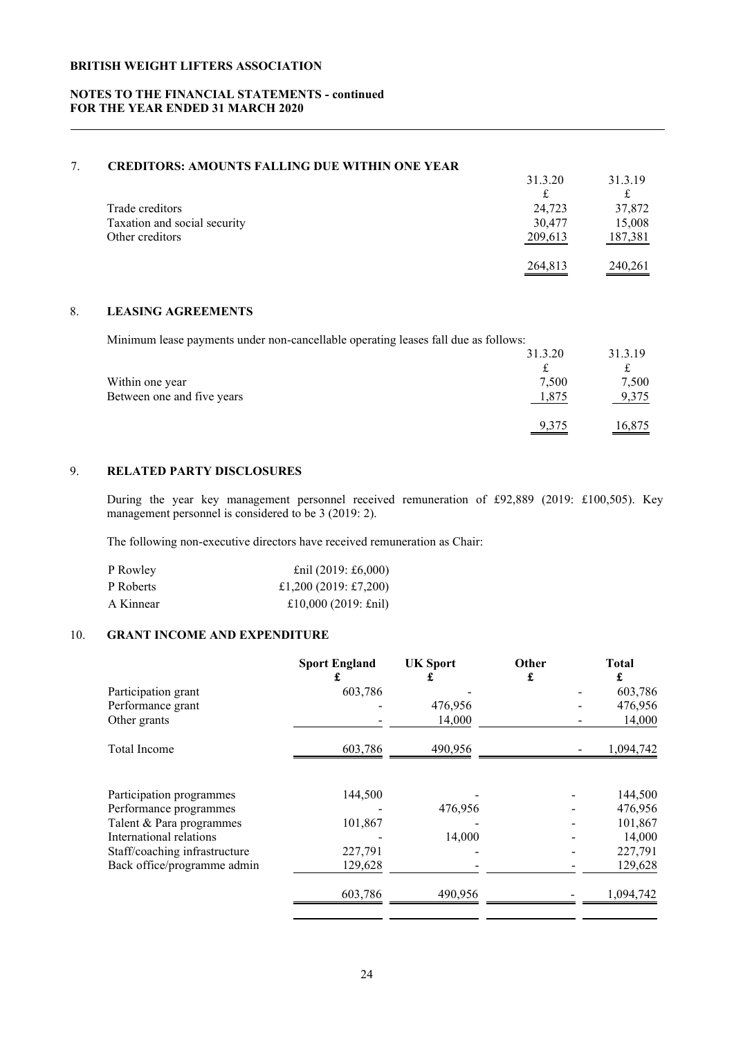## 7. CREDITORS: AMOUNTS FALLING DUE WITHIN ONE YEAR

| | 31.3.20 | 31.3.19 |
|---|---|---|
| | £ | £ |
| Trade creditors | 24,723 | 37,872 |
| Taxation and social security | 30,477 | 15,008 |
| Other creditors | 209,613 | 187,381 |
| | 264,813 | 240,261 |

## 8. LEASING AGREEMENTS

Minimum lease payments under non-cancellable operating leases fall due as follows:

| | 31.3.20 | 31.3.19 |
|---|---|---|
| | £ | £ |
| Within one year | 7,500 | 7,500 |
| Between one and five years | 1,875 | 9,375 |
| | 9,375 | 16,875 |

## 9. RELATED PARTY DISCLOSURES

During the year key management personnel received remuneration of £92,889 (2019: £100,505). Key management personnel is considered to be 3 (2019: 2).

The following non-executive directors have received remuneration as Chair:

| | |
|---|---|
| P Rowley | £nil (2019: £6,000) |
| P Roberts | £1,200 (2019: £7,200) |
| A Kinnear | £10,000 (2019: £nil) |

## 10. GRANT INCOME AND EXPENDITURE

| | Sport England £ | UK Sport £ | Other £ | Total £ |
|---|---|---|---|---|
| Participation grant | 603,786 | - | - | 603,786 |
| Performance grant | - | 476,956 | - | 476,956 |
| Other grants | - | 14,000 | - | 14,000 |
| Total Income | 603,786 | 490,956 | - | 1,094,742 |
| | | | | |
| Participation programmes | 144,500 | - | - | 144,500 |
| Performance programmes | - | 476,956 | - | 476,956 |
| Talent & Para programmes | 101,867 | - | - | 101,867 |
| International relations | - | 14,000 | - | 14,000 |
| Staff/coaching infrastructure | 227,791 | - | - | 227,791 |
| Back office/programme admin | 129,628 | - | - | 129,628 |
| | 603,786 | 490,956 | - | 1,094,742 |